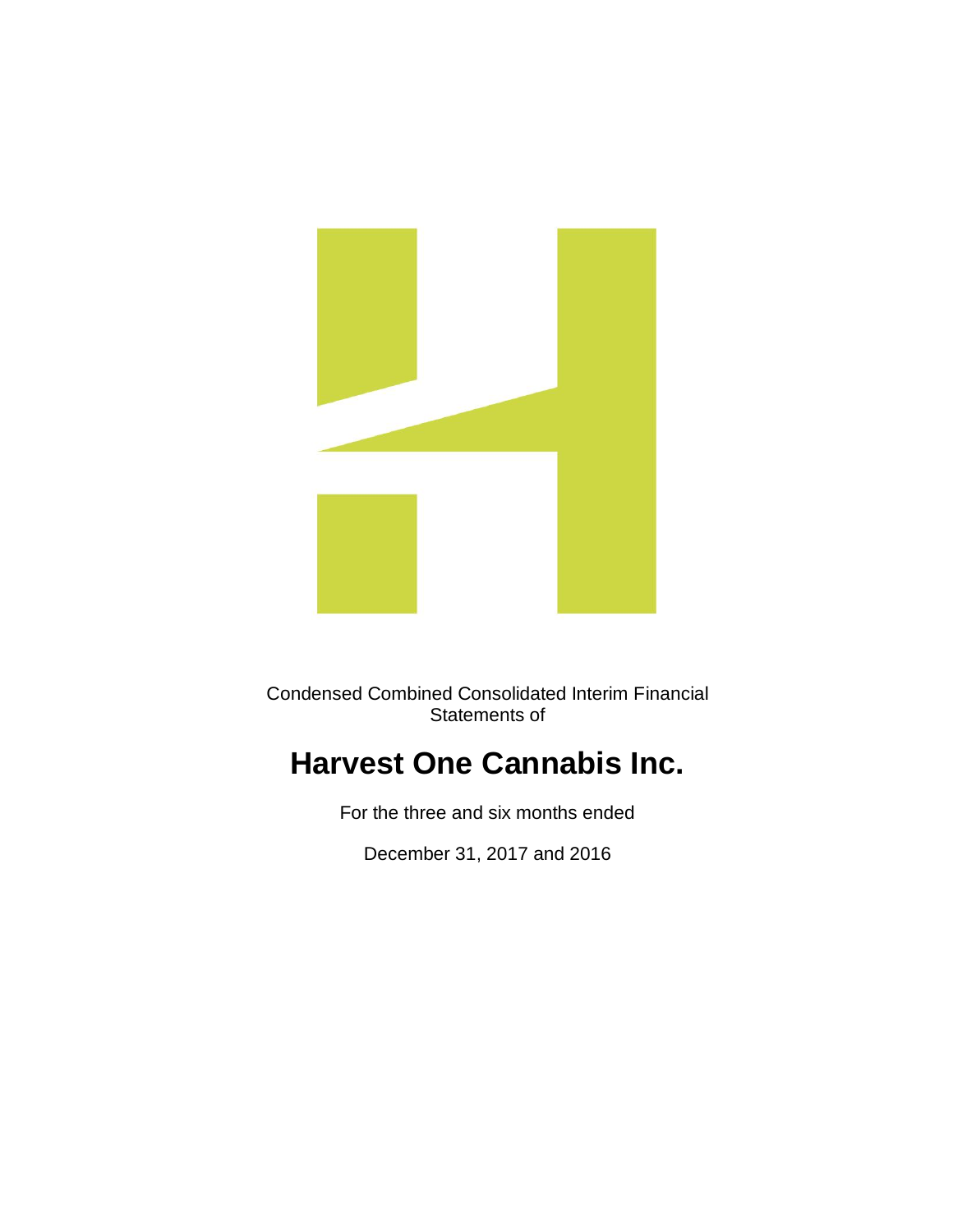Condensed Combined Consolidated Interim Financial Statements of

# Harvest One Cannabis Inc.

For the three and six months ended

December 31, 2017 and 2016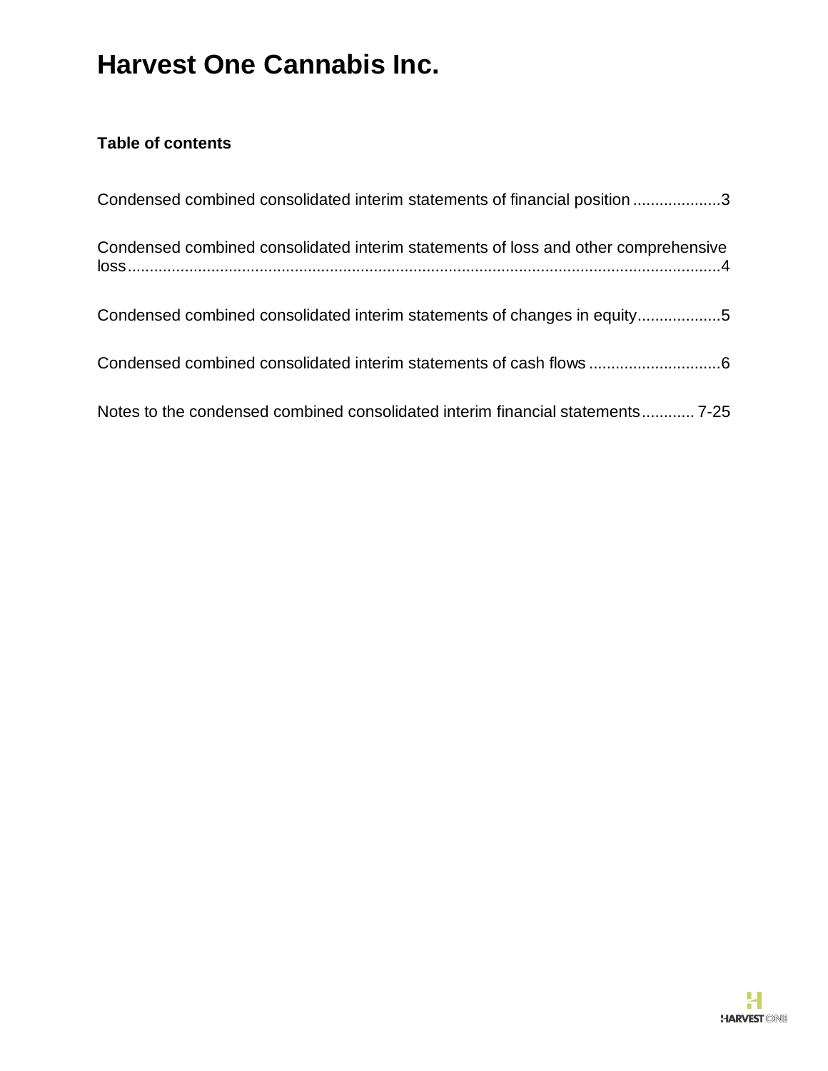# Harvest One Cannabis Inc.

**Table of contents**

Condensed combined consolidated interim statements of financial position....................3

Condensed combined consolidated interim statements of loss and other comprehensive loss...........................................................................................................................4

Condensed combined consolidated interim statements of changes in equity...................5

Condensed combined consolidated interim statements of cash flows ..............................6

Notes to the condensed combined consolidated interim financial statements............ 7-25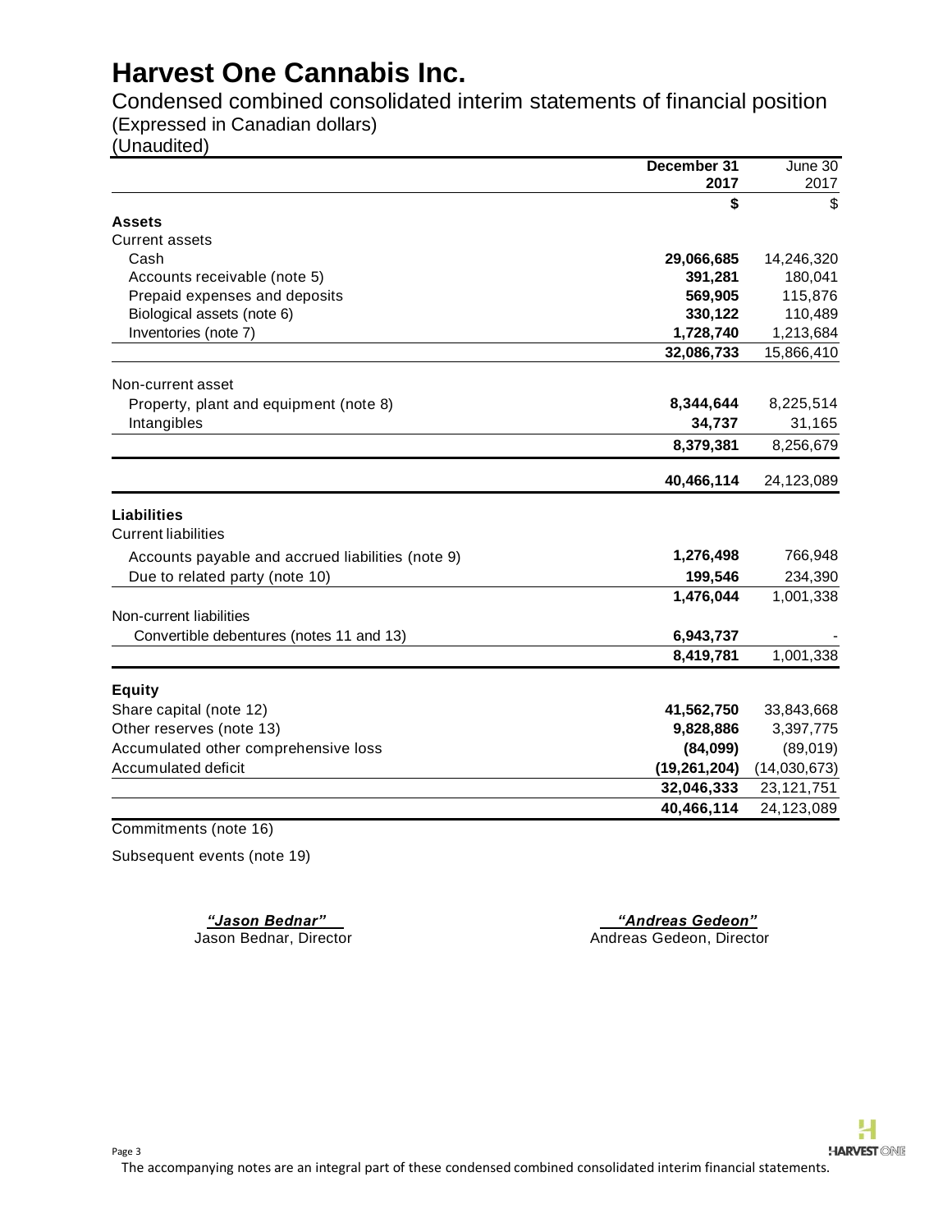# Harvest One Cannabis Inc.

Condensed combined consolidated interim statements of financial position
(Expressed in Canadian dollars)
(Unaudited)

| | **December 31 2017** | June 30 2017 |
|---|---|---|
| | **$** | $ |
| **Assets** | | |
| Current assets | | |
| Cash | **29,066,685** | 14,246,320 |
| Accounts receivable (note 5) | **391,281** | 180,041 |
| Prepaid expenses and deposits | **569,905** | 115,876 |
| Biological assets (note 6) | **330,122** | 110,489 |
| Inventories (note 7) | **1,728,740** | 1,213,684 |
| | **32,086,733** | 15,866,410 |
| Non-current asset | | |
| Property, plant and equipment (note 8) | **8,344,644** | 8,225,514 |
| Intangibles | **34,737** | 31,165 |
| | **8,379,381** | 8,256,679 |
| | **40,466,114** | 24,123,089 |
| **Liabilities** | | |
| Current liabilities | | |
| Accounts payable and accrued liabilities (note 9) | **1,276,498** | 766,948 |
| Due to related party (note 10) | **199,546** | 234,390 |
| | **1,476,044** | 1,001,338 |
| Non-current liabilities | | |
| Convertible debentures (notes 11 and 13) | **6,943,737** | - |
| | **8,419,781** | 1,001,338 |
| **Equity** | | |
| Share capital (note 12) | **41,562,750** | 33,843,668 |
| Other reserves (note 13) | **9,828,886** | 3,397,775 |
| Accumulated other comprehensive loss | **(84,099)** | (89,019) |
| Accumulated deficit | **(19,261,204)** | (14,030,673) |
| | **32,046,333** | 23,121,751 |
| | **40,466,114** | 24,123,089 |

Commitments (note 16)

Subsequent events (note 19)

***"Jason Bednar"***
Jason Bednar, Director

***"Andreas Gedeon"***
Andreas Gedeon, Director

The accompanying notes are an integral part of these condensed combined consolidated interim financial statements.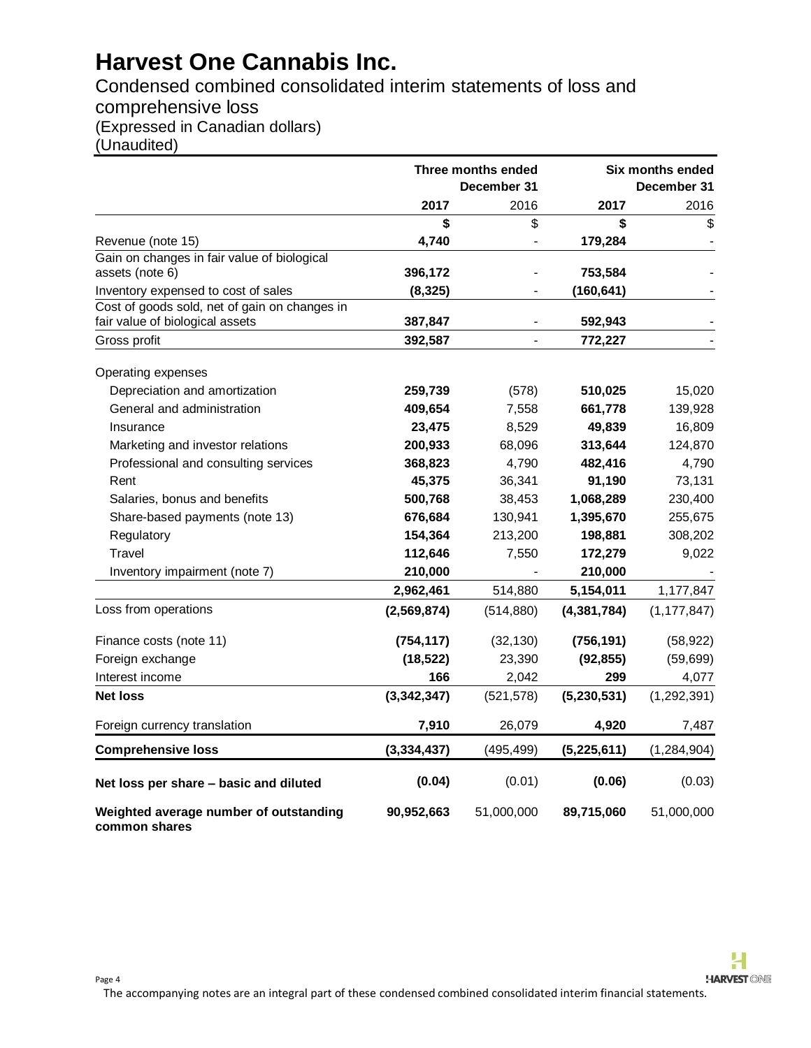# Harvest One Cannabis Inc.

Condensed combined consolidated interim statements of loss and comprehensive loss
(Expressed in Canadian dollars)
(Unaudited)

| | Three months ended December 31 | | Six months ended December 31 | |
|---|---|---|---|---|
| | **2017** | 2016 | **2017** | 2016 |
| | **$** | $ | **$** | $ |
| Revenue (note 15) | **4,740** | - | **179,284** | - |
| Gain on changes in fair value of biological assets (note 6) | **396,172** | - | **753,584** | - |
| Inventory expensed to cost of sales | **(8,325)** | - | **(160,641)** | - |
| Cost of goods sold, net of gain on changes in fair value of biological assets | **387,847** | - | **592,943** | - |
| Gross profit | **392,587** | - | **772,227** | - |
| Operating expenses | | | | |
| Depreciation and amortization | **259,739** | (578) | **510,025** | 15,020 |
| General and administration | **409,654** | 7,558 | **661,778** | 139,928 |
| Insurance | **23,475** | 8,529 | **49,839** | 16,809 |
| Marketing and investor relations | **200,933** | 68,096 | **313,644** | 124,870 |
| Professional and consulting services | **368,823** | 4,790 | **482,416** | 4,790 |
| Rent | **45,375** | 36,341 | **91,190** | 73,131 |
| Salaries, bonus and benefits | **500,768** | 38,453 | **1,068,289** | 230,400 |
| Share-based payments (note 13) | **676,684** | 130,941 | **1,395,670** | 255,675 |
| Regulatory | **154,364** | 213,200 | **198,881** | 308,202 |
| Travel | **112,646** | 7,550 | **172,279** | 9,022 |
| Inventory impairment (note 7) | **210,000** | - | **210,000** | - |
| | **2,962,461** | 514,880 | **5,154,011** | 1,177,847 |
| Loss from operations | **(2,569,874)** | (514,880) | **(4,381,784)** | (1,177,847) |
| Finance costs (note 11) | **(754,117)** | (32,130) | **(756,191)** | (58,922) |
| Foreign exchange | **(18,522)** | 23,390 | **(92,855)** | (59,699) |
| Interest income | **166** | 2,042 | **299** | 4,077 |
| **Net loss** | **(3,342,347)** | (521,578) | **(5,230,531)** | (1,292,391) |
| Foreign currency translation | **7,910** | 26,079 | **4,920** | 7,487 |
| **Comprehensive loss** | **(3,334,437)** | (495,499) | **(5,225,611)** | (1,284,904) |
| **Net loss per share – basic and diluted** | **(0.04)** | (0.01) | **(0.06)** | (0.03) |
| **Weighted average number of outstanding common shares** | **90,952,663** | 51,000,000 | **89,715,060** | 51,000,000 |

The accompanying notes are an integral part of these condensed combined consolidated interim financial statements.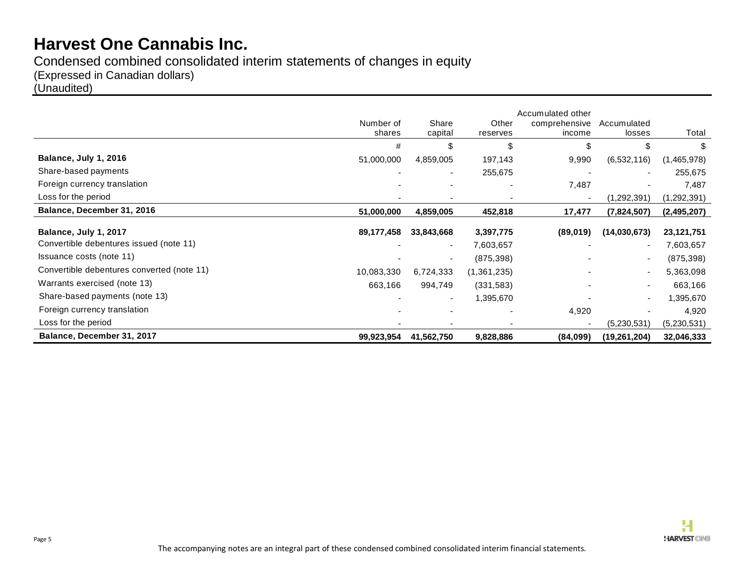# Harvest One Cannabis Inc.

Condensed combined consolidated interim statements of changes in equity
(Expressed in Canadian dollars)
(Unaudited)

| | Number of shares | Share capital | Other reserves | Accumulated other comprehensive income | Accumulated losses | Total |
|---|---|---|---|---|---|---|
| | # | $ | $ | $ | $ | $ |
| **Balance, July 1, 2016** | 51,000,000 | 4,859,005 | 197,143 | 9,990 | (6,532,116) | (1,465,978) |
| Share-based payments | - | - | 255,675 | - | - | 255,675 |
| Foreign currency translation | - | - | - | 7,487 | - | 7,487 |
| Loss for the period | - | - | - | - | (1,292,391) | (1,292,391) |
| **Balance, December 31, 2016** | **51,000,000** | **4,859,005** | **452,818** | **17,477** | **(7,824,507)** | **(2,495,207)** |
| **Balance, July 1, 2017** | **89,177,458** | **33,843,668** | **3,397,775** | **(89,019)** | **(14,030,673)** | **23,121,751** |
| Convertible debentures issued (note 11) | - | - | 7,603,657 | - | - | 7,603,657 |
| Issuance costs (note 11) | - | - | (875,398) | - | - | (875,398) |
| Convertible debentures converted (note 11) | 10,083,330 | 6,724,333 | (1,361,235) | - | - | 5,363,098 |
| Warrants exercised (note 13) | 663,166 | 994,749 | (331,583) | - | - | 663,166 |
| Share-based payments (note 13) | - | - | 1,395,670 | - | - | 1,395,670 |
| Foreign currency translation | - | - | - | 4,920 | - | 4,920 |
| Loss for the period | - | - | - | - | (5,230,531) | (5,230,531) |
| **Balance, December 31, 2017** | **99,923,954** | **41,562,750** | **9,828,886** | **(84,099)** | **(19,261,204)** | **32,046,333** |

The accompanying notes are an integral part of these condensed combined consolidated interim financial statements.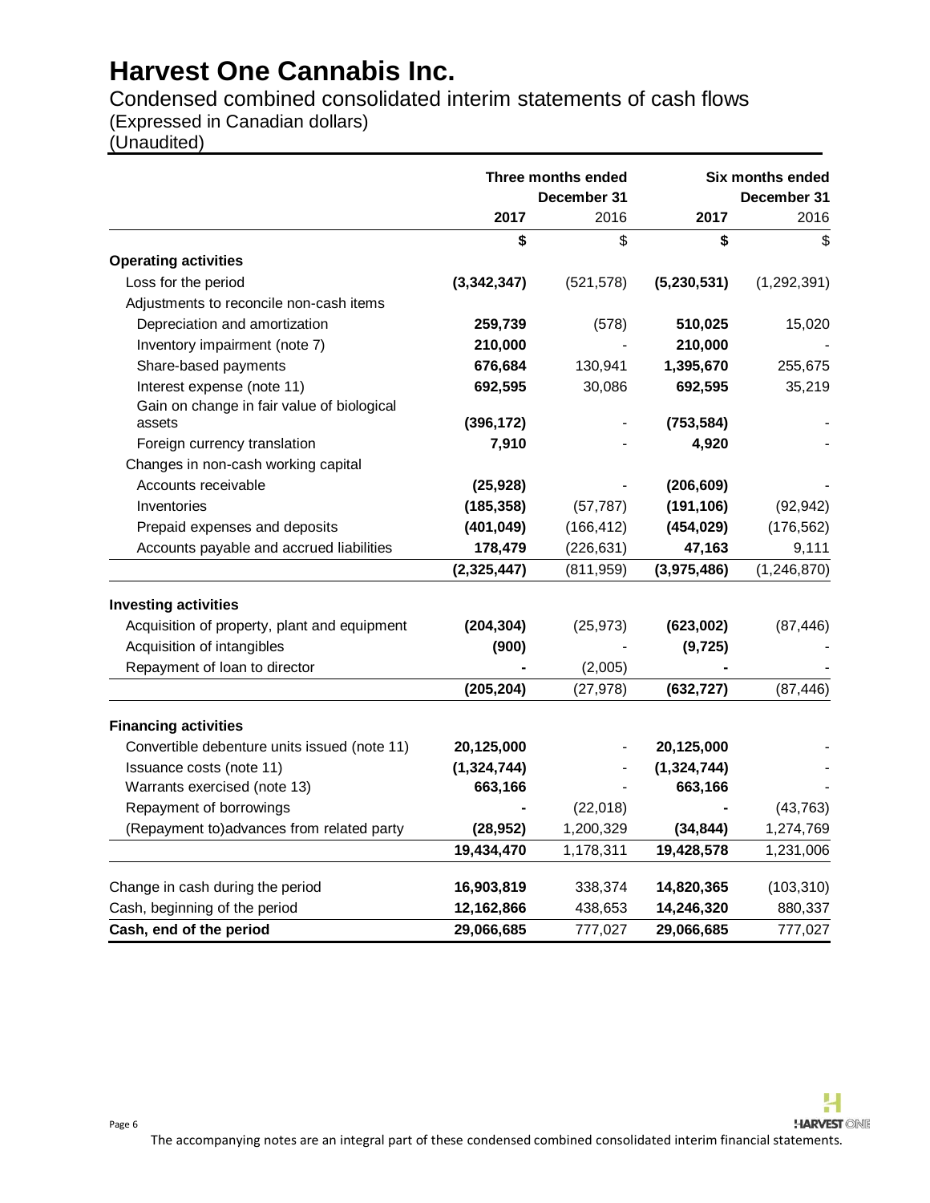# Harvest One Cannabis Inc.

Condensed combined consolidated interim statements of cash flows
(Expressed in Canadian dollars)
(Unaudited)

| | Three months ended December 31 | | Six months ended December 31 | |
|---|---|---|---|---|
| | **2017** | 2016 | **2017** | 2016 |
| | **$** | $ | **$** | $ |
| **Operating activities** | | | | |
| Loss for the period | **(3,342,347)** | (521,578) | **(5,230,531)** | (1,292,391) |
| Adjustments to reconcile non-cash items | | | | |
| Depreciation and amortization | **259,739** | (578) | **510,025** | 15,020 |
| Inventory impairment (note 7) | **210,000** | - | **210,000** | - |
| Share-based payments | **676,684** | 130,941 | **1,395,670** | 255,675 |
| Interest expense (note 11) | **692,595** | 30,086 | **692,595** | 35,219 |
| Gain on change in fair value of biological assets | **(396,172)** | - | **(753,584)** | - |
| Foreign currency translation | **7,910** | - | **4,920** | - |
| Changes in non-cash working capital | | | | |
| Accounts receivable | **(25,928)** | - | **(206,609)** | - |
| Inventories | **(185,358)** | (57,787) | **(191,106)** | (92,942) |
| Prepaid expenses and deposits | **(401,049)** | (166,412) | **(454,029)** | (176,562) |
| Accounts payable and accrued liabilities | **178,479** | (226,631) | **47,163** | 9,111 |
| | **(2,325,447)** | (811,959) | **(3,975,486)** | (1,246,870) |
| **Investing activities** | | | | |
| Acquisition of property, plant and equipment | **(204,304)** | (25,973) | **(623,002)** | (87,446) |
| Acquisition of intangibles | **(900)** | - | **(9,725)** | - |
| Repayment of loan to director | **-** | (2,005) | **-** | - |
| | **(205,204)** | (27,978) | **(632,727)** | (87,446) |
| **Financing activities** | | | | |
| Convertible debenture units issued (note 11) | **20,125,000** | - | **20,125,000** | - |
| Issuance costs (note 11) | **(1,324,744)** | - | **(1,324,744)** | - |
| Warrants exercised (note 13) | **663,166** | - | **663,166** | - |
| Repayment of borrowings | **-** | (22,018) | **-** | (43,763) |
| (Repayment to)advances from related party | **(28,952)** | 1,200,329 | **(34,844)** | 1,274,769 |
| | **19,434,470** | 1,178,311 | **19,428,578** | 1,231,006 |
| Change in cash during the period | **16,903,819** | 338,374 | **14,820,365** | (103,310) |
| Cash, beginning of the period | **12,162,866** | 438,653 | **14,246,320** | 880,337 |
| **Cash, end of the period** | **29,066,685** | 777,027 | **29,066,685** | 777,027 |

The accompanying notes are an integral part of these condensed combined consolidated interim financial statements.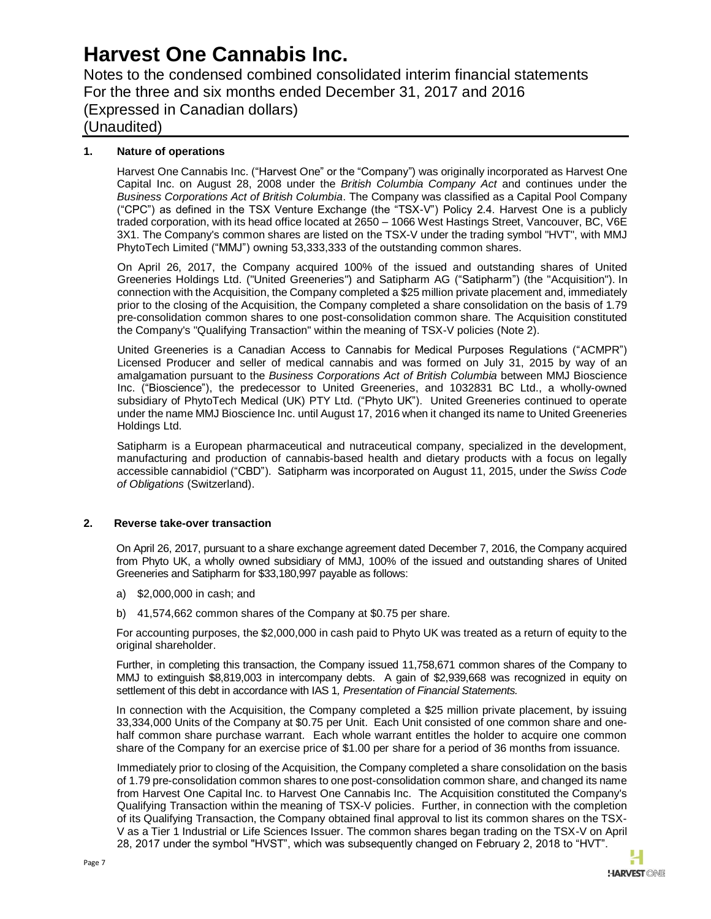## 1. Nature of operations

Harvest One Cannabis Inc. ("Harvest One" or the "Company") was originally incorporated as Harvest One Capital Inc. on August 28, 2008 under the *British Columbia Company Act* and continues under the *Business Corporations Act of British Columbia*. The Company was classified as a Capital Pool Company ("CPC") as defined in the TSX Venture Exchange (the "TSX-V") Policy 2.4. Harvest One is a publicly traded corporation, with its head office located at 2650 – 1066 West Hastings Street, Vancouver, BC, V6E 3X1. The Company's common shares are listed on the TSX-V under the trading symbol "HVT", with MMJ PhytoTech Limited ("MMJ") owning 53,333,333 of the outstanding common shares.

On April 26, 2017, the Company acquired 100% of the issued and outstanding shares of United Greeneries Holdings Ltd. ("United Greeneries") and Satipharm AG ("Satipharm") (the "Acquisition"). In connection with the Acquisition, the Company completed a $25 million private placement and, immediately prior to the closing of the Acquisition, the Company completed a share consolidation on the basis of 1.79 pre-consolidation common shares to one post-consolidation common share. The Acquisition constituted the Company's "Qualifying Transaction" within the meaning of TSX-V policies (Note 2).

United Greeneries is a Canadian Access to Cannabis for Medical Purposes Regulations ("ACMPR") Licensed Producer and seller of medical cannabis and was formed on July 31, 2015 by way of an amalgamation pursuant to the *Business Corporations Act of British Columbia* between MMJ Bioscience Inc. ("Bioscience"), the predecessor to United Greeneries, and 1032831 BC Ltd., a wholly-owned subsidiary of PhytoTech Medical (UK) PTY Ltd. ("Phyto UK"). United Greeneries continued to operate under the name MMJ Bioscience Inc. until August 17, 2016 when it changed its name to United Greeneries Holdings Ltd.

Satipharm is a European pharmaceutical and nutraceutical company, specialized in the development, manufacturing and production of cannabis-based health and dietary products with a focus on legally accessible cannabidiol ("CBD"). Satipharm was incorporated on August 11, 2015, under the *Swiss Code of Obligations* (Switzerland).

## 2. Reverse take-over transaction

On April 26, 2017, pursuant to a share exchange agreement dated December 7, 2016, the Company acquired from Phyto UK, a wholly owned subsidiary of MMJ, 100% of the issued and outstanding shares of United Greeneries and Satipharm for $33,180,997 payable as follows:

a) $2,000,000 in cash; and

b) 41,574,662 common shares of the Company at $0.75 per share.

For accounting purposes, the $2,000,000 in cash paid to Phyto UK was treated as a return of equity to the original shareholder.

Further, in completing this transaction, the Company issued 11,758,671 common shares of the Company to MMJ to extinguish $8,819,003 in intercompany debts. A gain of $2,939,668 was recognized in equity on settlement of this debt in accordance with IAS 1*, Presentation of Financial Statements.*

In connection with the Acquisition, the Company completed a $25 million private placement, by issuing 33,334,000 Units of the Company at $0.75 per Unit. Each Unit consisted of one common share and one-half common share purchase warrant. Each whole warrant entitles the holder to acquire one common share of the Company for an exercise price of $1.00 per share for a period of 36 months from issuance.

Immediately prior to closing of the Acquisition, the Company completed a share consolidation on the basis of 1.79 pre-consolidation common shares to one post-consolidation common share, and changed its name from Harvest One Capital Inc. to Harvest One Cannabis Inc. The Acquisition constituted the Company's Qualifying Transaction within the meaning of TSX-V policies. Further, in connection with the completion of its Qualifying Transaction, the Company obtained final approval to list its common shares on the TSX-V as a Tier 1 Industrial or Life Sciences Issuer. The common shares began trading on the TSX-V on April 28, 2017 under the symbol "HVST", which was subsequently changed on February 2, 2018 to "HVT".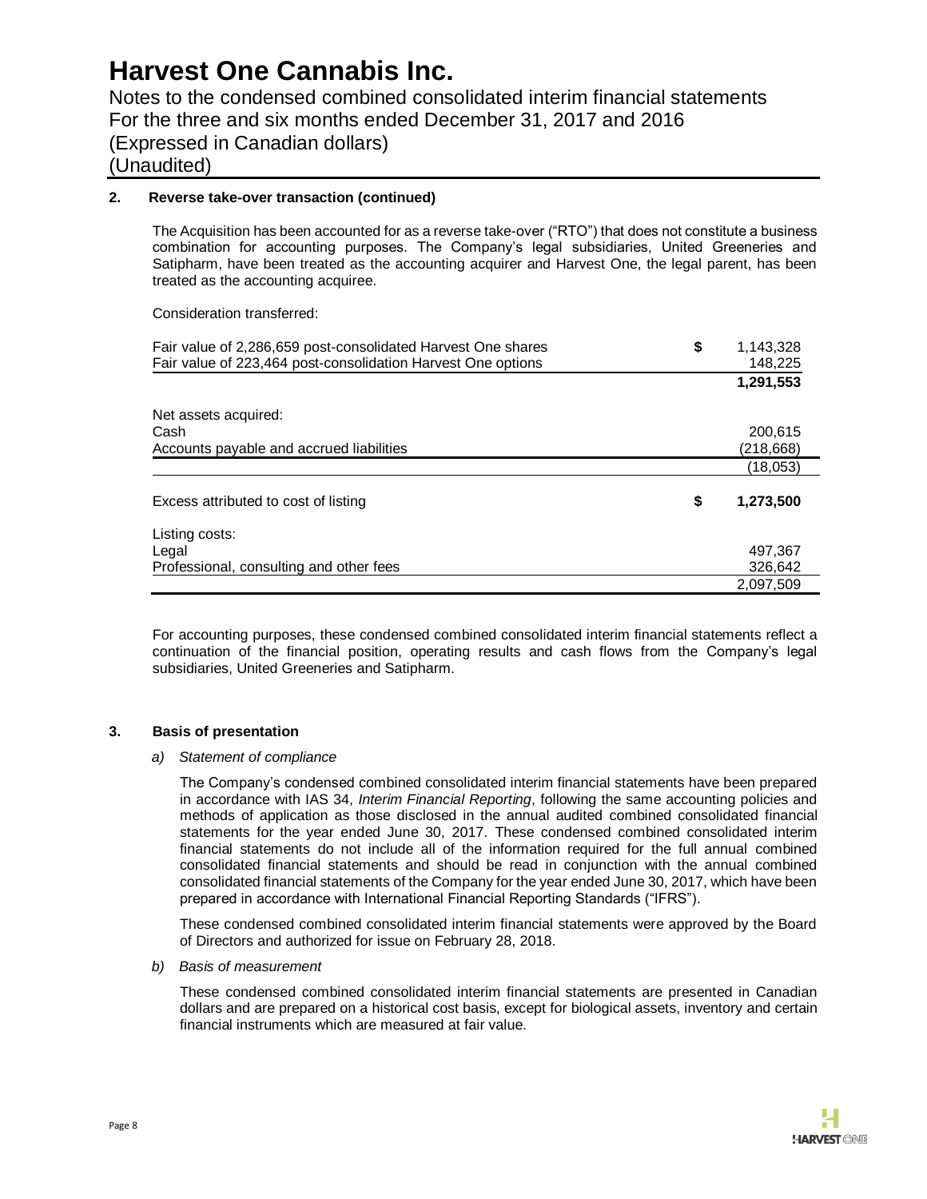### 2. Reverse take-over transaction (continued)

The Acquisition has been accounted for as a reverse take-over ("RTO") that does not constitute a business combination for accounting purposes. The Company's legal subsidiaries, United Greeneries and Satipharm, have been treated as the accounting acquirer and Harvest One, the legal parent, has been treated as the accounting acquiree.

Consideration transferred:

| | | |
|---|---|---|
| Fair value of 2,286,659 post-consolidated Harvest One shares | $ | 1,143,328 |
| Fair value of 223,464 post-consolidation Harvest One options | | 148,225 |
| | | **1,291,553** |
| Net assets acquired: | | |
| Cash | | 200,615 |
| Accounts payable and accrued liabilities | | (218,668) |
| | | (18,053) |
| Excess attributed to cost of listing | $ | **1,273,500** |
| Listing costs: | | |
| Legal | | 497,367 |
| Professional, consulting and other fees | | 326,642 |
| | | 2,097,509 |

For accounting purposes, these condensed combined consolidated interim financial statements reflect a continuation of the financial position, operating results and cash flows from the Company's legal subsidiaries, United Greeneries and Satipharm.

### 3. Basis of presentation

*a) Statement of compliance*

The Company's condensed combined consolidated interim financial statements have been prepared in accordance with IAS 34, *Interim Financial Reporting*, following the same accounting policies and methods of application as those disclosed in the annual audited combined consolidated financial statements for the year ended June 30, 2017. These condensed combined consolidated interim financial statements do not include all of the information required for the full annual combined consolidated financial statements and should be read in conjunction with the annual combined consolidated financial statements of the Company for the year ended June 30, 2017, which have been prepared in accordance with International Financial Reporting Standards ("IFRS").

These condensed combined consolidated interim financial statements were approved by the Board of Directors and authorized for issue on February 28, 2018.

*b) Basis of measurement*

These condensed combined consolidated interim financial statements are presented in Canadian dollars and are prepared on a historical cost basis, except for biological assets, inventory and certain financial instruments which are measured at fair value.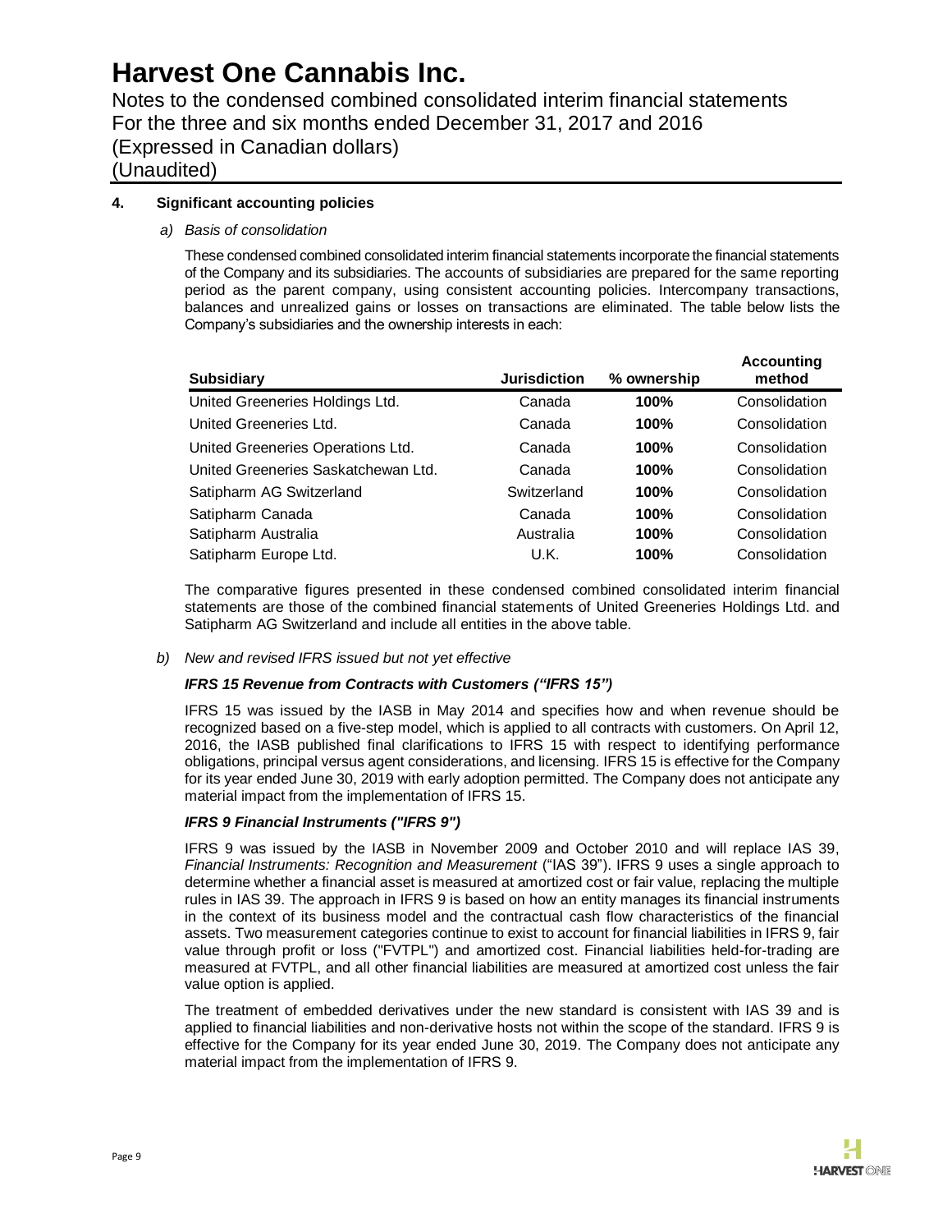# Harvest One Cannabis Inc.

Notes to the condensed combined consolidated interim financial statements
For the three and six months ended December 31, 2017 and 2016
(Expressed in Canadian dollars)
(Unaudited)

## 4. Significant accounting policies

### *a) Basis of consolidation*

These condensed combined consolidated interim financial statements incorporate the financial statements of the Company and its subsidiaries. The accounts of subsidiaries are prepared for the same reporting period as the parent company, using consistent accounting policies. Intercompany transactions, balances and unrealized gains or losses on transactions are eliminated. The table below lists the Company's subsidiaries and the ownership interests in each:

| Subsidiary | Jurisdiction | % ownership | Accounting method |
|---|---|---|---|
| United Greeneries Holdings Ltd. | Canada | **100%** | Consolidation |
| United Greeneries Ltd. | Canada | **100%** | Consolidation |
| United Greeneries Operations Ltd. | Canada | **100%** | Consolidation |
| United Greeneries Saskatchewan Ltd. | Canada | **100%** | Consolidation |
| Satipharm AG Switzerland | Switzerland | **100%** | Consolidation |
| Satipharm Canada | Canada | **100%** | Consolidation |
| Satipharm Australia | Australia | **100%** | Consolidation |
| Satipharm Europe Ltd. | U.K. | **100%** | Consolidation |

The comparative figures presented in these condensed combined consolidated interim financial statements are those of the combined financial statements of United Greeneries Holdings Ltd. and Satipharm AG Switzerland and include all entities in the above table.

### *b) New and revised IFRS issued but not yet effective*

***IFRS 15 Revenue from Contracts with Customers ("IFRS 15")***

IFRS 15 was issued by the IASB in May 2014 and specifies how and when revenue should be recognized based on a five-step model, which is applied to all contracts with customers. On April 12, 2016, the IASB published final clarifications to IFRS 15 with respect to identifying performance obligations, principal versus agent considerations, and licensing. IFRS 15 is effective for the Company for its year ended June 30, 2019 with early adoption permitted. The Company does not anticipate any material impact from the implementation of IFRS 15.

***IFRS 9 Financial Instruments ("IFRS 9")***

IFRS 9 was issued by the IASB in November 2009 and October 2010 and will replace IAS 39, *Financial Instruments: Recognition and Measurement* ("IAS 39"). IFRS 9 uses a single approach to determine whether a financial asset is measured at amortized cost or fair value, replacing the multiple rules in IAS 39. The approach in IFRS 9 is based on how an entity manages its financial instruments in the context of its business model and the contractual cash flow characteristics of the financial assets. Two measurement categories continue to exist to account for financial liabilities in IFRS 9, fair value through profit or loss ("FVTPL") and amortized cost. Financial liabilities held-for-trading are measured at FVTPL, and all other financial liabilities are measured at amortized cost unless the fair value option is applied.

The treatment of embedded derivatives under the new standard is consistent with IAS 39 and is applied to financial liabilities and non-derivative hosts not within the scope of the standard. IFRS 9 is effective for the Company for its year ended June 30, 2019. The Company does not anticipate any material impact from the implementation of IFRS 9.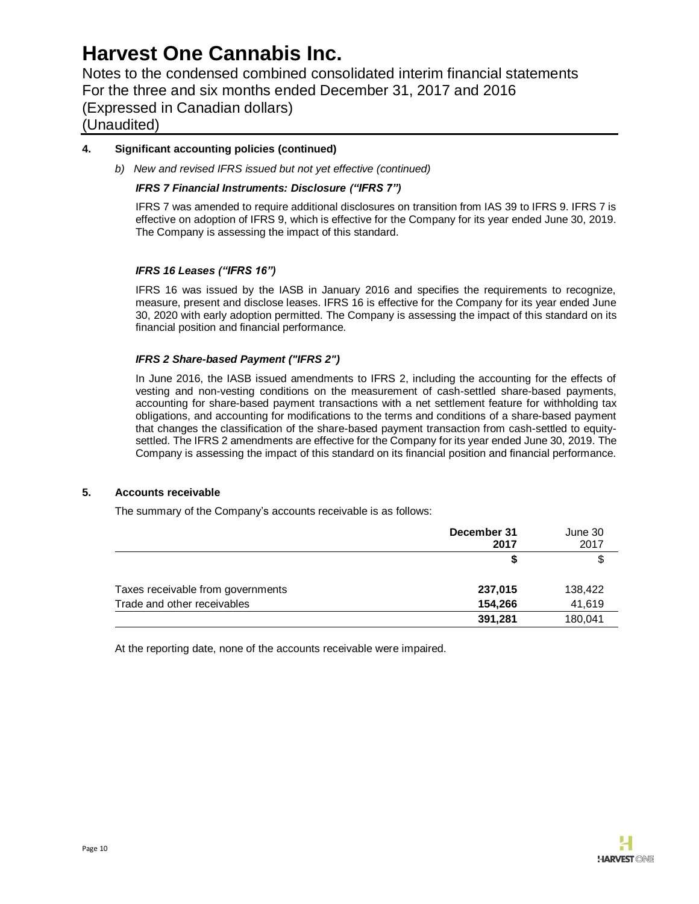### 4. Significant accounting policies (continued)

*b) New and revised IFRS issued but not yet effective (continued)*

***IFRS 7 Financial Instruments: Disclosure ("IFRS 7")***

IFRS 7 was amended to require additional disclosures on transition from IAS 39 to IFRS 9. IFRS 7 is effective on adoption of IFRS 9, which is effective for the Company for its year ended June 30, 2019. The Company is assessing the impact of this standard.

***IFRS 16 Leases ("IFRS 16")***

IFRS 16 was issued by the IASB in January 2016 and specifies the requirements to recognize, measure, present and disclose leases. IFRS 16 is effective for the Company for its year ended June 30, 2020 with early adoption permitted. The Company is assessing the impact of this standard on its financial position and financial performance.

***IFRS 2 Share-based Payment ("IFRS 2")***

In June 2016, the IASB issued amendments to IFRS 2, including the accounting for the effects of vesting and non-vesting conditions on the measurement of cash-settled share-based payments, accounting for share-based payment transactions with a net settlement feature for withholding tax obligations, and accounting for modifications to the terms and conditions of a share-based payment that changes the classification of the share-based payment transaction from cash-settled to equity-settled. The IFRS 2 amendments are effective for the Company for its year ended June 30, 2019. The Company is assessing the impact of this standard on its financial position and financial performance.

### 5. Accounts receivable

The summary of the Company's accounts receivable is as follows:

| | **December 31 2017** | June 30 2017 |
|---|---|---|
| | **$** | $ |
| Taxes receivable from governments | **237,015** | 138,422 |
| Trade and other receivables | **154,266** | 41,619 |
| | **391,281** | 180,041 |

At the reporting date, none of the accounts receivable were impaired.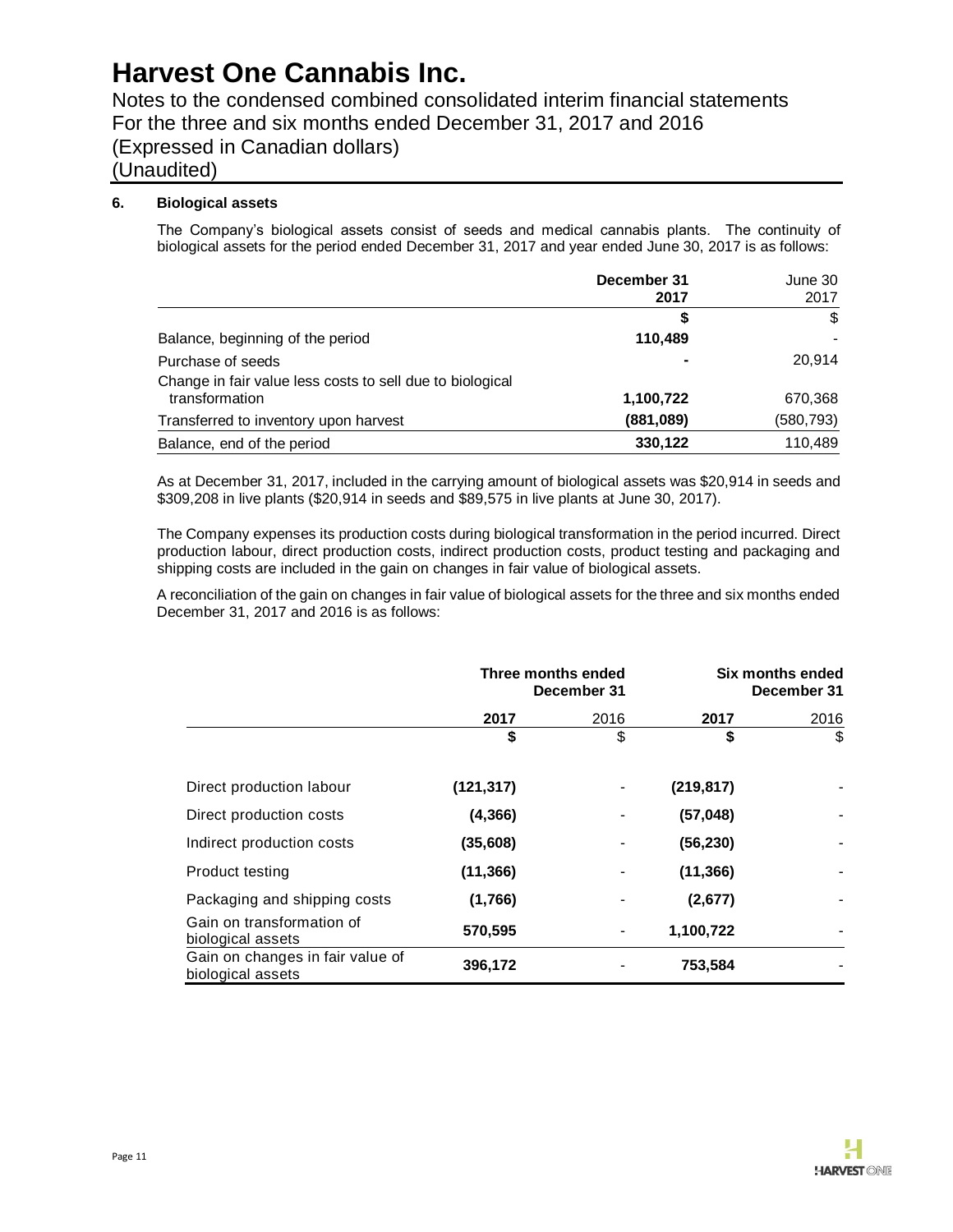# Harvest One Cannabis Inc.

Notes to the condensed combined consolidated interim financial statements
For the three and six months ended December 31, 2017 and 2016
(Expressed in Canadian dollars)
(Unaudited)

## 6. Biological assets

The Company's biological assets consist of seeds and medical cannabis plants. The continuity of biological assets for the period ended December 31, 2017 and year ended June 30, 2017 is as follows:

| | **December 31 2017** | June 30 2017 |
|---|---|---|
| | **$** | $ |
| Balance, beginning of the period | **110,489** | - |
| Purchase of seeds | **-** | 20,914 |
| Change in fair value less costs to sell due to biological transformation | **1,100,722** | 670,368 |
| Transferred to inventory upon harvest | **(881,089)** | (580,793) |
| Balance, end of the period | **330,122** | 110,489 |

As at December 31, 2017, included in the carrying amount of biological assets was $20,914 in seeds and $309,208 in live plants ($20,914 in seeds and $89,575 in live plants at June 30, 2017).

The Company expenses its production costs during biological transformation in the period incurred. Direct production labour, direct production costs, indirect production costs, product testing and packaging and shipping costs are included in the gain on changes in fair value of biological assets.

A reconciliation of the gain on changes in fair value of biological assets for the three and six months ended December 31, 2017 and 2016 is as follows:

| | **Three months ended December 31** | | **Six months ended December 31** | |
|---|---|---|---|---|
| | **2017** | 2016 | **2017** | 2016 |
| | **$** | $ | **$** | $ |
| Direct production labour | **(121,317)** | - | **(219,817)** | - |
| Direct production costs | **(4,366)** | - | **(57,048)** | - |
| Indirect production costs | **(35,608)** | - | **(56,230)** | - |
| Product testing | **(11,366)** | - | **(11,366)** | - |
| Packaging and shipping costs | **(1,766)** | - | **(2,677)** | - |
| Gain on transformation of biological assets | **570,595** | - | **1,100,722** | - |
| Gain on changes in fair value of biological assets | **396,172** | - | **753,584** | - |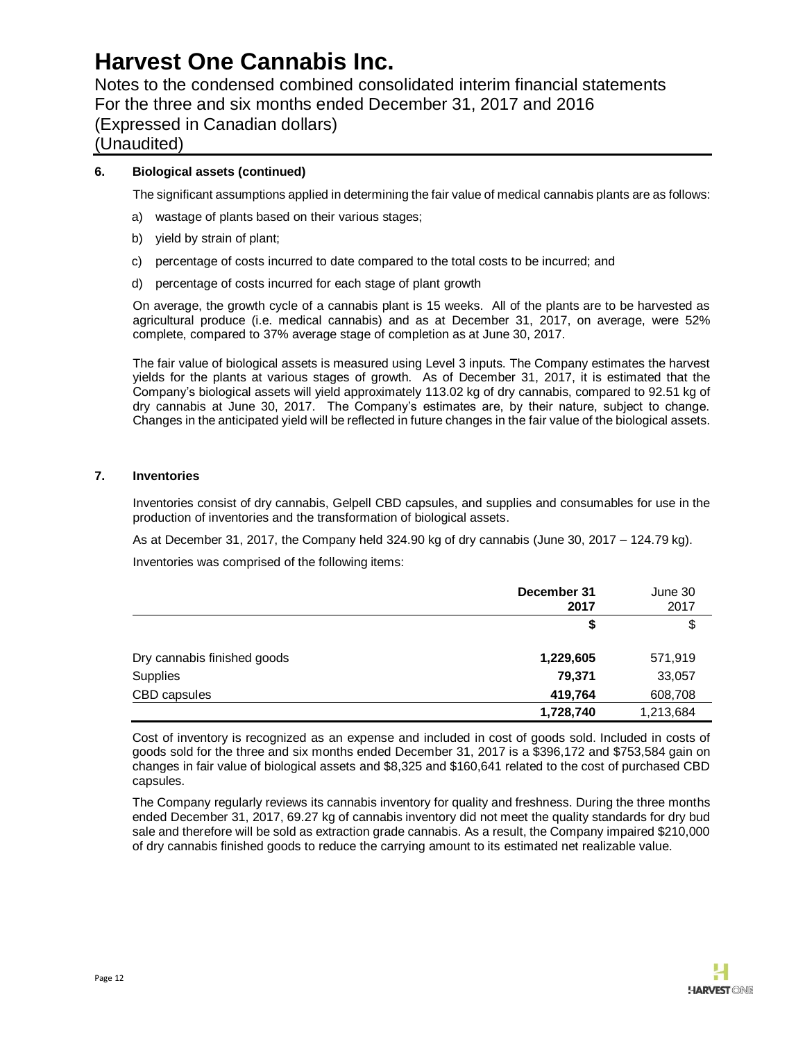### 6. Biological assets (continued)

The significant assumptions applied in determining the fair value of medical cannabis plants are as follows:

a) wastage of plants based on their various stages;

b) yield by strain of plant;

c) percentage of costs incurred to date compared to the total costs to be incurred; and

d) percentage of costs incurred for each stage of plant growth

On average, the growth cycle of a cannabis plant is 15 weeks. All of the plants are to be harvested as agricultural produce (i.e. medical cannabis) and as at December 31, 2017, on average, were 52% complete, compared to 37% average stage of completion as at June 30, 2017.

The fair value of biological assets is measured using Level 3 inputs. The Company estimates the harvest yields for the plants at various stages of growth. As of December 31, 2017, it is estimated that the Company's biological assets will yield approximately 113.02 kg of dry cannabis, compared to 92.51 kg of dry cannabis at June 30, 2017. The Company's estimates are, by their nature, subject to change. Changes in the anticipated yield will be reflected in future changes in the fair value of the biological assets.

### 7. Inventories

Inventories consist of dry cannabis, Gelpell CBD capsules, and supplies and consumables for use in the production of inventories and the transformation of biological assets.

As at December 31, 2017, the Company held 324.90 kg of dry cannabis (June 30, 2017 – 124.79 kg).

Inventories was comprised of the following items:

| | **December 31 2017** | June 30 2017 |
|---|---|---|
| | **$** | $ |
| Dry cannabis finished goods | **1,229,605** | 571,919 |
| Supplies | **79,371** | 33,057 |
| CBD capsules | **419,764** | 608,708 |
| | **1,728,740** | 1,213,684 |

Cost of inventory is recognized as an expense and included in cost of goods sold. Included in costs of goods sold for the three and six months ended December 31, 2017 is a $396,172 and $753,584 gain on changes in fair value of biological assets and $8,325 and $160,641 related to the cost of purchased CBD capsules.

The Company regularly reviews its cannabis inventory for quality and freshness. During the three months ended December 31, 2017, 69.27 kg of cannabis inventory did not meet the quality standards for dry bud sale and therefore will be sold as extraction grade cannabis. As a result, the Company impaired $210,000 of dry cannabis finished goods to reduce the carrying amount to its estimated net realizable value.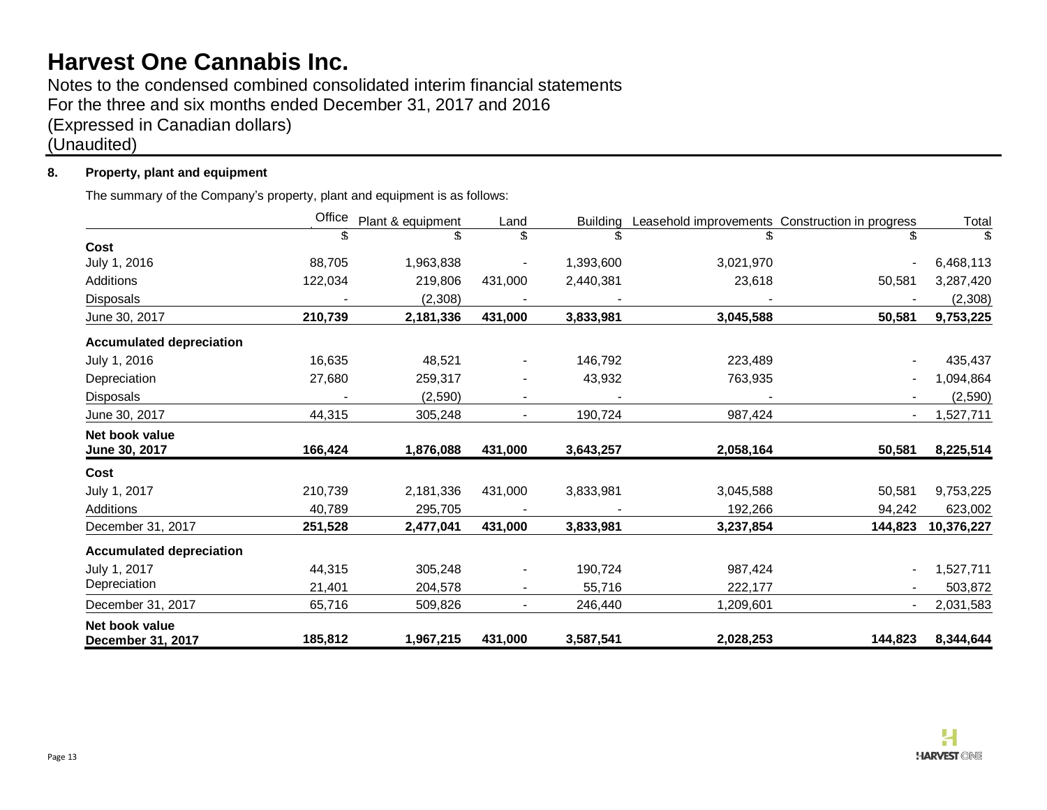# Harvest One Cannabis Inc.

Notes to the condensed combined consolidated interim financial statements
For the three and six months ended December 31, 2017 and 2016
(Expressed in Canadian dollars)
(Unaudited)

## 8. Property, plant and equipment

The summary of the Company's property, plant and equipment is as follows:

| | Office | Plant & equipment | Land | Building | Leasehold improvements | Construction in progress | Total |
|---|---|---|---|---|---|---|---|
| | $ | $ | $ | $ | $ | $ | $ |
| **Cost** | | | | | | | |
| July 1, 2016 | 88,705 | 1,963,838 | - | 1,393,600 | 3,021,970 | - | 6,468,113 |
| Additions | 122,034 | 219,806 | 431,000 | 2,440,381 | 23,618 | 50,581 | 3,287,420 |
| Disposals | - | (2,308) | - | - | - | - | (2,308) |
| June 30, 2017 | **210,739** | **2,181,336** | **431,000** | **3,833,981** | **3,045,588** | **50,581** | **9,753,225** |
| **Accumulated depreciation** | | | | | | | |
| July 1, 2016 | 16,635 | 48,521 | - | 146,792 | 223,489 | - | 435,437 |
| Depreciation | 27,680 | 259,317 | - | 43,932 | 763,935 | - | 1,094,864 |
| Disposals | - | (2,590) | - | - | - | - | (2,590) |
| June 30, 2017 | 44,315 | 305,248 | - | 190,724 | 987,424 | - | 1,527,711 |
| **Net book value June 30, 2017** | **166,424** | **1,876,088** | **431,000** | **3,643,257** | **2,058,164** | **50,581** | **8,225,514** |
| **Cost** | | | | | | | |
| July 1, 2017 | 210,739 | 2,181,336 | 431,000 | 3,833,981 | 3,045,588 | 50,581 | 9,753,225 |
| Additions | 40,789 | 295,705 | - | - | 192,266 | 94,242 | 623,002 |
| December 31, 2017 | **251,528** | **2,477,041** | **431,000** | **3,833,981** | **3,237,854** | **144,823** | **10,376,227** |
| **Accumulated depreciation** | | | | | | | |
| July 1, 2017 | 44,315 | 305,248 | - | 190,724 | 987,424 | - | 1,527,711 |
| Depreciation | 21,401 | 204,578 | - | 55,716 | 222,177 | - | 503,872 |
| December 31, 2017 | 65,716 | 509,826 | - | 246,440 | 1,209,601 | - | 2,031,583 |
| **Net book value December 31, 2017** | **185,812** | **1,967,215** | **431,000** | **3,587,541** | **2,028,253** | **144,823** | **8,344,644** |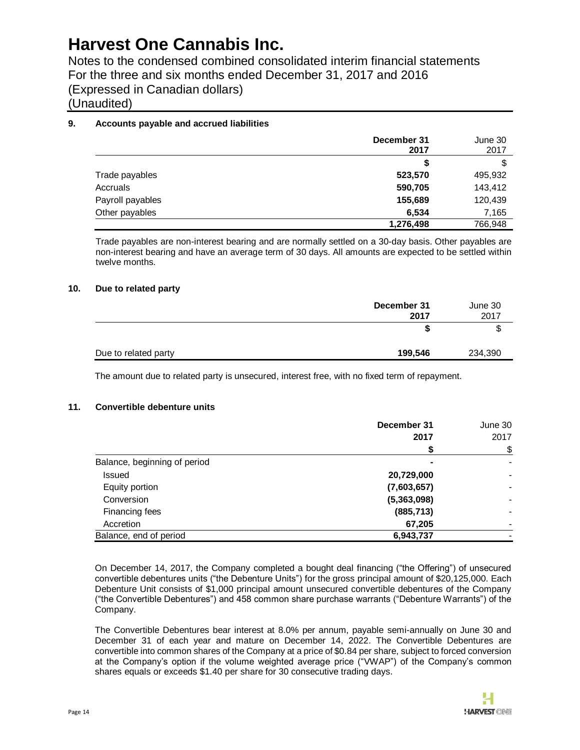# Harvest One Cannabis Inc.

Notes to the condensed combined consolidated interim financial statements
For the three and six months ended December 31, 2017 and 2016
(Expressed in Canadian dollars)
(Unaudited)

## 9. Accounts payable and accrued liabilities

| | **December 31 2017** | June 30 2017 |
|---|---|---|
| | **$** | $ |
| Trade payables | **523,570** | 495,932 |
| Accruals | **590,705** | 143,412 |
| Payroll payables | **155,689** | 120,439 |
| Other payables | **6,534** | 7,165 |
| | **1,276,498** | 766,948 |

Trade payables are non-interest bearing and are normally settled on a 30-day basis. Other payables are non-interest bearing and have an average term of 30 days. All amounts are expected to be settled within twelve months.

## 10. Due to related party

| | **December 31 2017** | June 30 2017 |
|---|---|---|
| | **$** | $ |
| Due to related party | **199,546** | 234,390 |

The amount due to related party is unsecured, interest free, with no fixed term of repayment.

## 11. Convertible debenture units

| | **December 31 2017** | June 30 2017 |
|---|---|---|
| | **$** | $ |
| Balance, beginning of period | **-** | - |
| Issued | **20,729,000** | - |
| Equity portion | **(7,603,657)** | - |
| Conversion | **(5,363,098)** | - |
| Financing fees | **(885,713)** | - |
| Accretion | **67,205** | - |
| Balance, end of period | **6,943,737** | - |

On December 14, 2017, the Company completed a bought deal financing ("the Offering") of unsecured convertible debentures units ("the Debenture Units") for the gross principal amount of $20,125,000. Each Debenture Unit consists of $1,000 principal amount unsecured convertible debentures of the Company ("the Convertible Debentures") and 458 common share purchase warrants ("Debenture Warrants") of the Company.

The Convertible Debentures bear interest at 8.0% per annum, payable semi-annually on June 30 and December 31 of each year and mature on December 14, 2022. The Convertible Debentures are convertible into common shares of the Company at a price of $0.84 per share, subject to forced conversion at the Company's option if the volume weighted average price ("VWAP") of the Company's common shares equals or exceeds $1.40 per share for 30 consecutive trading days.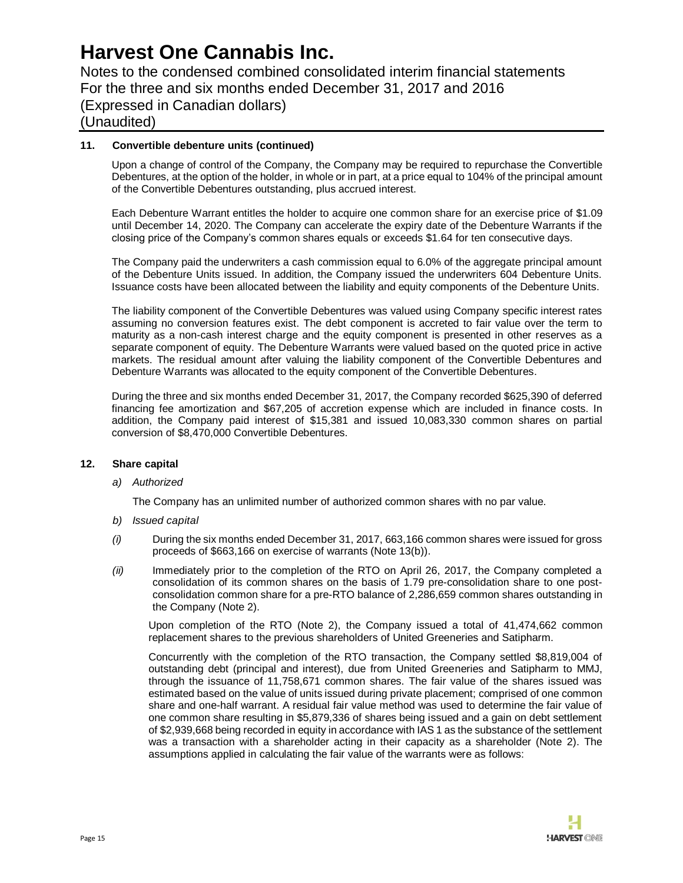#### 11. Convertible debenture units (continued)

Upon a change of control of the Company, the Company may be required to repurchase the Convertible Debentures, at the option of the holder, in whole or in part, at a price equal to 104% of the principal amount of the Convertible Debentures outstanding, plus accrued interest.

Each Debenture Warrant entitles the holder to acquire one common share for an exercise price of $1.09 until December 14, 2020. The Company can accelerate the expiry date of the Debenture Warrants if the closing price of the Company's common shares equals or exceeds $1.64 for ten consecutive days.

The Company paid the underwriters a cash commission equal to 6.0% of the aggregate principal amount of the Debenture Units issued. In addition, the Company issued the underwriters 604 Debenture Units. Issuance costs have been allocated between the liability and equity components of the Debenture Units.

The liability component of the Convertible Debentures was valued using Company specific interest rates assuming no conversion features exist. The debt component is accreted to fair value over the term to maturity as a non-cash interest charge and the equity component is presented in other reserves as a separate component of equity. The Debenture Warrants were valued based on the quoted price in active markets. The residual amount after valuing the liability component of the Convertible Debentures and Debenture Warrants was allocated to the equity component of the Convertible Debentures.

During the three and six months ended December 31, 2017, the Company recorded $625,390 of deferred financing fee amortization and $67,205 of accretion expense which are included in finance costs. In addition, the Company paid interest of $15,381 and issued 10,083,330 common shares on partial conversion of $8,470,000 Convertible Debentures.

#### 12. Share capital

*a) Authorized*

The Company has an unlimited number of authorized common shares with no par value.

*b) Issued capital*

*(i)* During the six months ended December 31, 2017, 663,166 common shares were issued for gross proceeds of $663,166 on exercise of warrants (Note 13(b)).

*(ii)* Immediately prior to the completion of the RTO on April 26, 2017, the Company completed a consolidation of its common shares on the basis of 1.79 pre-consolidation share to one post-consolidation common share for a pre-RTO balance of 2,286,659 common shares outstanding in the Company (Note 2).

Upon completion of the RTO (Note 2), the Company issued a total of 41,474,662 common replacement shares to the previous shareholders of United Greeneries and Satipharm.

Concurrently with the completion of the RTO transaction, the Company settled $8,819,004 of outstanding debt (principal and interest), due from United Greeneries and Satipharm to MMJ, through the issuance of 11,758,671 common shares. The fair value of the shares issued was estimated based on the value of units issued during private placement; comprised of one common share and one-half warrant. A residual fair value method was used to determine the fair value of one common share resulting in $5,879,336 of shares being issued and a gain on debt settlement of $2,939,668 being recorded in equity in accordance with IAS 1 as the substance of the settlement was a transaction with a shareholder acting in their capacity as a shareholder (Note 2). The assumptions applied in calculating the fair value of the warrants were as follows: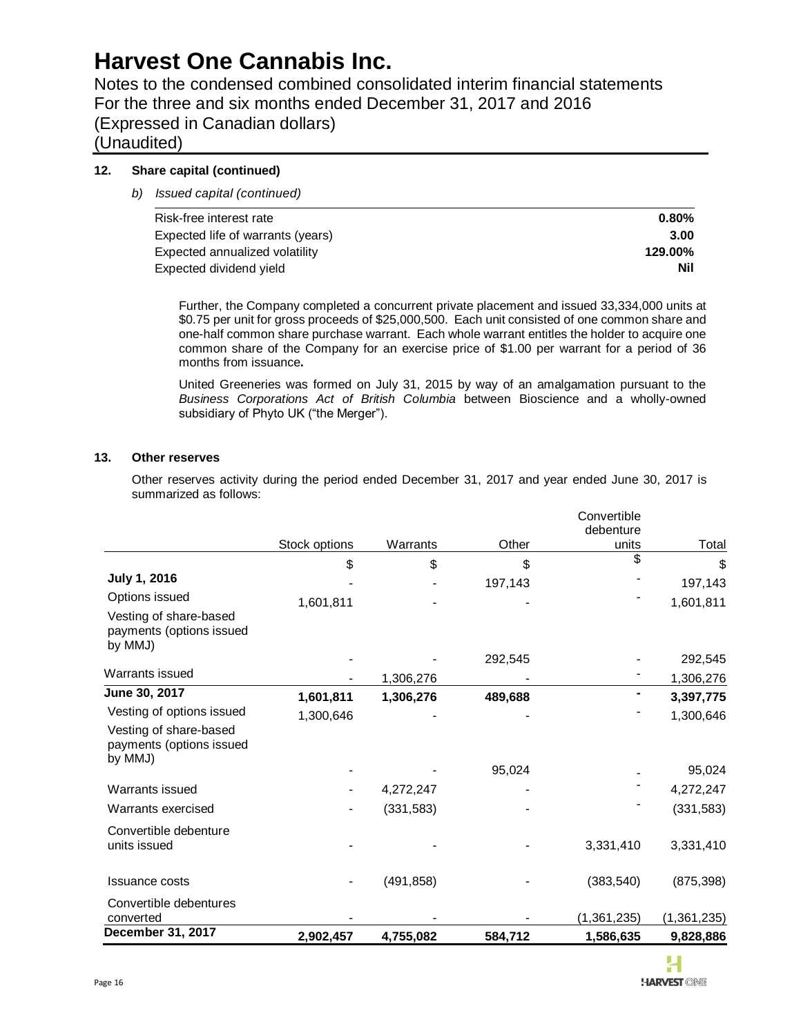## 12. Share capital (continued)

*b) Issued capital (continued)*

| | |
|---|---|
| Risk-free interest rate | **0.80%** |
| Expected life of warrants (years) | **3.00** |
| Expected annualized volatility | **129.00%** |
| Expected dividend yield | **Nil** |

Further, the Company completed a concurrent private placement and issued 33,334,000 units at $0.75 per unit for gross proceeds of $25,000,500. Each unit consisted of one common share and one-half common share purchase warrant. Each whole warrant entitles the holder to acquire one common share of the Company for an exercise price of $1.00 per warrant for a period of 36 months from issuance**.**

United Greeneries was formed on July 31, 2015 by way of an amalgamation pursuant to the *Business Corporations Act of British Columbia* between Bioscience and a wholly-owned subsidiary of Phyto UK ("the Merger").

## 13. Other reserves

Other reserves activity during the period ended December 31, 2017 and year ended June 30, 2017 is summarized as follows:

| | Stock options | Warrants | Other | Convertible debenture units | Total |
|---|---|---|---|---|---|
| | $ | $ | $ | $ | $ |
| **July 1, 2016** | - | - | 197,143 | - | 197,143 |
| Options issued | 1,601,811 | - | - | - | 1,601,811 |
| Vesting of share-based payments (options issued by MMJ) | - | - | 292,545 | - | 292,545 |
| Warrants issued | - | 1,306,276 | - | - | 1,306,276 |
| **June 30, 2017** | **1,601,811** | **1,306,276** | **489,688** | **-** | **3,397,775** |
| Vesting of options issued | 1,300,646 | - | - | - | 1,300,646 |
| Vesting of share-based payments (options issued by MMJ) | - | - | 95,024 | - | 95,024 |
| Warrants issued | - | 4,272,247 | - | - | 4,272,247 |
| Warrants exercised | - | (331,583) | - | - | (331,583) |
| Convertible debenture units issued | - | - | - | 3,331,410 | 3,331,410 |
| Issuance costs | - | (491,858) | - | (383,540) | (875,398) |
| Convertible debentures converted | - | - | - | (1,361,235) | (1,361,235) |
| **December 31, 2017** | **2,902,457** | **4,755,082** | **584,712** | **1,586,635** | **9,828,886** |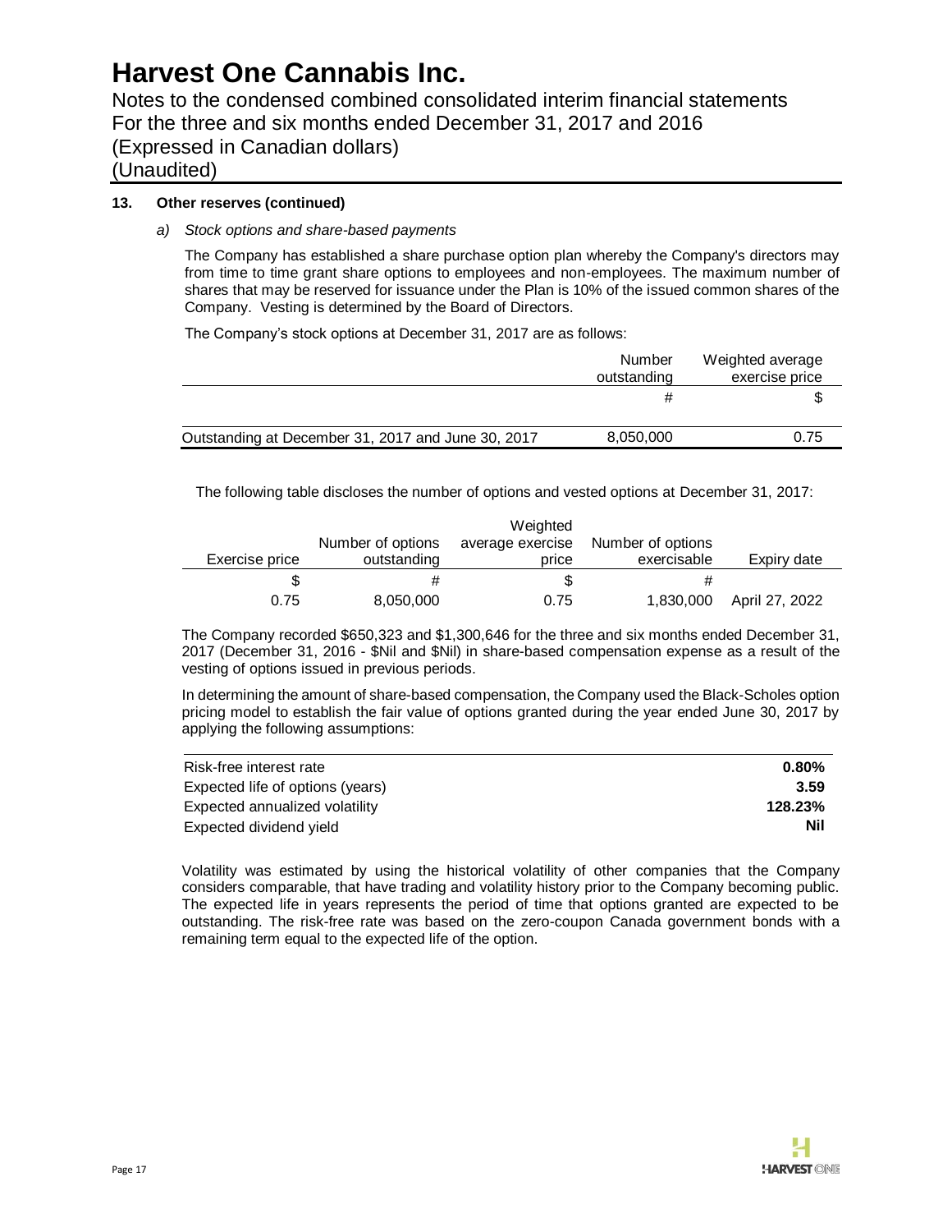# Harvest One Cannabis Inc.

Notes to the condensed combined consolidated interim financial statements
For the three and six months ended December 31, 2017 and 2016
(Expressed in Canadian dollars)
(Unaudited)

### 13. Other reserves (continued)

*a) Stock options and share-based payments*

The Company has established a share purchase option plan whereby the Company's directors may from time to time grant share options to employees and non-employees. The maximum number of shares that may be reserved for issuance under the Plan is 10% of the issued common shares of the Company. Vesting is determined by the Board of Directors.

The Company's stock options at December 31, 2017 are as follows:

| | Number outstanding | Weighted average exercise price |
|---|---|---|
| | # | $ |
| Outstanding at December 31, 2017 and June 30, 2017 | 8,050,000 | 0.75 |

The following table discloses the number of options and vested options at December 31, 2017:

| Exercise price | Number of options outstanding | Weighted average exercise price | Number of options exercisable | Expiry date |
|---|---|---|---|---|
| $ | # | $ | # | |
| 0.75 | 8,050,000 | 0.75 | 1,830,000 | April 27, 2022 |

The Company recorded $650,323 and $1,300,646 for the three and six months ended December 31, 2017 (December 31, 2016 - $Nil and $Nil) in share-based compensation expense as a result of the vesting of options issued in previous periods.

In determining the amount of share-based compensation, the Company used the Black-Scholes option pricing model to establish the fair value of options granted during the year ended June 30, 2017 by applying the following assumptions:

| | |
|---|---|
| Risk-free interest rate | **0.80%** |
| Expected life of options (years) | **3.59** |
| Expected annualized volatility | **128.23%** |
| Expected dividend yield | **Nil** |

Volatility was estimated by using the historical volatility of other companies that the Company considers comparable, that have trading and volatility history prior to the Company becoming public. The expected life in years represents the period of time that options granted are expected to be outstanding. The risk-free rate was based on the zero-coupon Canada government bonds with a remaining term equal to the expected life of the option.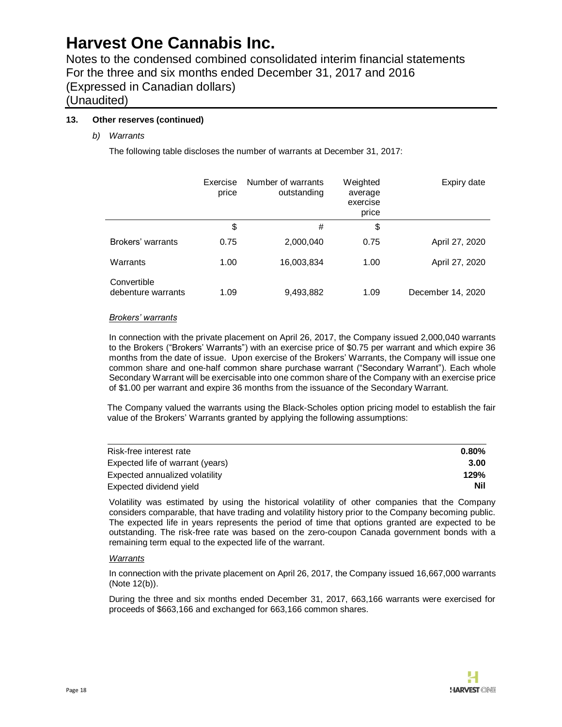# Harvest One Cannabis Inc.

Notes to the condensed combined consolidated interim financial statements
For the three and six months ended December 31, 2017 and 2016
(Expressed in Canadian dollars)
(Unaudited)

### 13. Other reserves (continued)

*b) Warrants*

The following table discloses the number of warrants at December 31, 2017:

| | Exercise price | Number of warrants outstanding | Weighted average exercise price | Expiry date |
|---|---|---|---|---|
| | $ | # | $ | |
| Brokers' warrants | 0.75 | 2,000,040 | 0.75 | April 27, 2020 |
| Warrants | 1.00 | 16,003,834 | 1.00 | April 27, 2020 |
| Convertible debenture warrants | 1.09 | 9,493,882 | 1.09 | December 14, 2020 |

*Brokers' warrants*

In connection with the private placement on April 26, 2017, the Company issued 2,000,040 warrants to the Brokers ("Brokers' Warrants") with an exercise price of $0.75 per warrant and which expire 36 months from the date of issue. Upon exercise of the Brokers' Warrants, the Company will issue one common share and one-half common share purchase warrant ("Secondary Warrant"). Each whole Secondary Warrant will be exercisable into one common share of the Company with an exercise price of $1.00 per warrant and expire 36 months from the issuance of the Secondary Warrant.

The Company valued the warrants using the Black-Scholes option pricing model to establish the fair value of the Brokers' Warrants granted by applying the following assumptions:

| | |
|---|---|
| Risk-free interest rate | **0.80%** |
| Expected life of warrant (years) | **3.00** |
| Expected annualized volatility | **129%** |
| Expected dividend yield | **Nil** |

Volatility was estimated by using the historical volatility of other companies that the Company considers comparable, that have trading and volatility history prior to the Company becoming public. The expected life in years represents the period of time that options granted are expected to be outstanding. The risk-free rate was based on the zero-coupon Canada government bonds with a remaining term equal to the expected life of the warrant.

*Warrants*

In connection with the private placement on April 26, 2017, the Company issued 16,667,000 warrants (Note 12(b)).

During the three and six months ended December 31, 2017, 663,166 warrants were exercised for proceeds of $663,166 and exchanged for 663,166 common shares.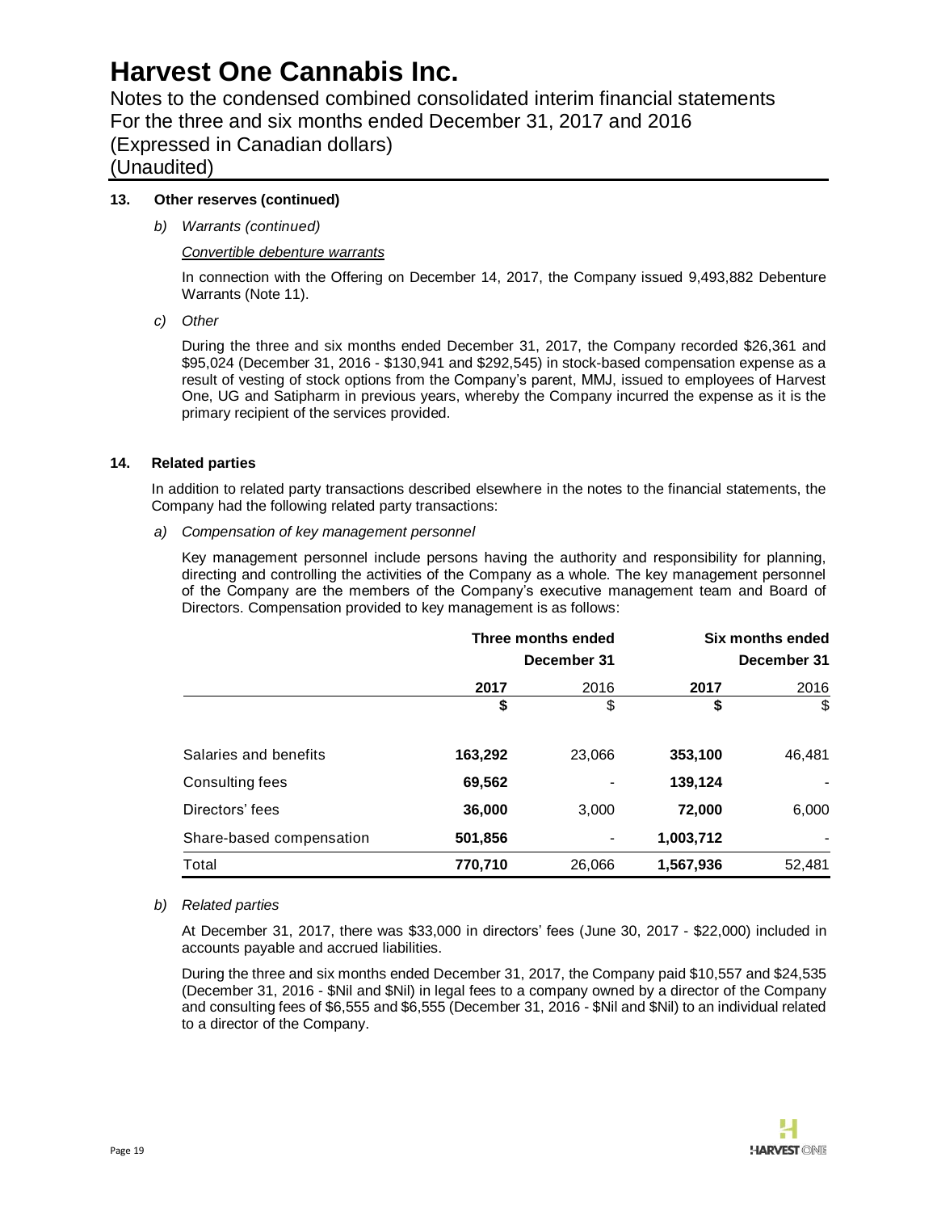## 13. Other reserves (continued)

*b) Warrants (continued)*

*Convertible debenture warrants*

In connection with the Offering on December 14, 2017, the Company issued 9,493,882 Debenture Warrants (Note 11).

*c) Other*

During the three and six months ended December 31, 2017, the Company recorded $26,361 and $95,024 (December 31, 2016 - $130,941 and $292,545) in stock-based compensation expense as a result of vesting of stock options from the Company's parent, MMJ, issued to employees of Harvest One, UG and Satipharm in previous years, whereby the Company incurred the expense as it is the primary recipient of the services provided.

## 14. Related parties

In addition to related party transactions described elsewhere in the notes to the financial statements, the Company had the following related party transactions:

*a) Compensation of key management personnel*

Key management personnel include persons having the authority and responsibility for planning, directing and controlling the activities of the Company as a whole. The key management personnel of the Company are the members of the Company's executive management team and Board of Directors. Compensation provided to key management is as follows:

| | Three months ended December 31 | | Six months ended December 31 | |
|---|---|---|---|---|
| | **2017** | 2016 | **2017** | 2016 |
| | **$** | $ | **$** | $ |
| Salaries and benefits | **163,292** | 23,066 | **353,100** | 46,481 |
| Consulting fees | **69,562** | - | **139,124** | - |
| Directors' fees | **36,000** | 3,000 | **72,000** | 6,000 |
| Share-based compensation | **501,856** | - | **1,003,712** | - |
| Total | **770,710** | 26,066 | **1,567,936** | 52,481 |

*b) Related parties*

At December 31, 2017, there was $33,000 in directors' fees (June 30, 2017 - $22,000) included in accounts payable and accrued liabilities.

During the three and six months ended December 31, 2017, the Company paid $10,557 and $24,535 (December 31, 2016 - $Nil and $Nil) in legal fees to a company owned by a director of the Company and consulting fees of $6,555 and $6,555 (December 31, 2016 - $Nil and $Nil) to an individual related to a director of the Company.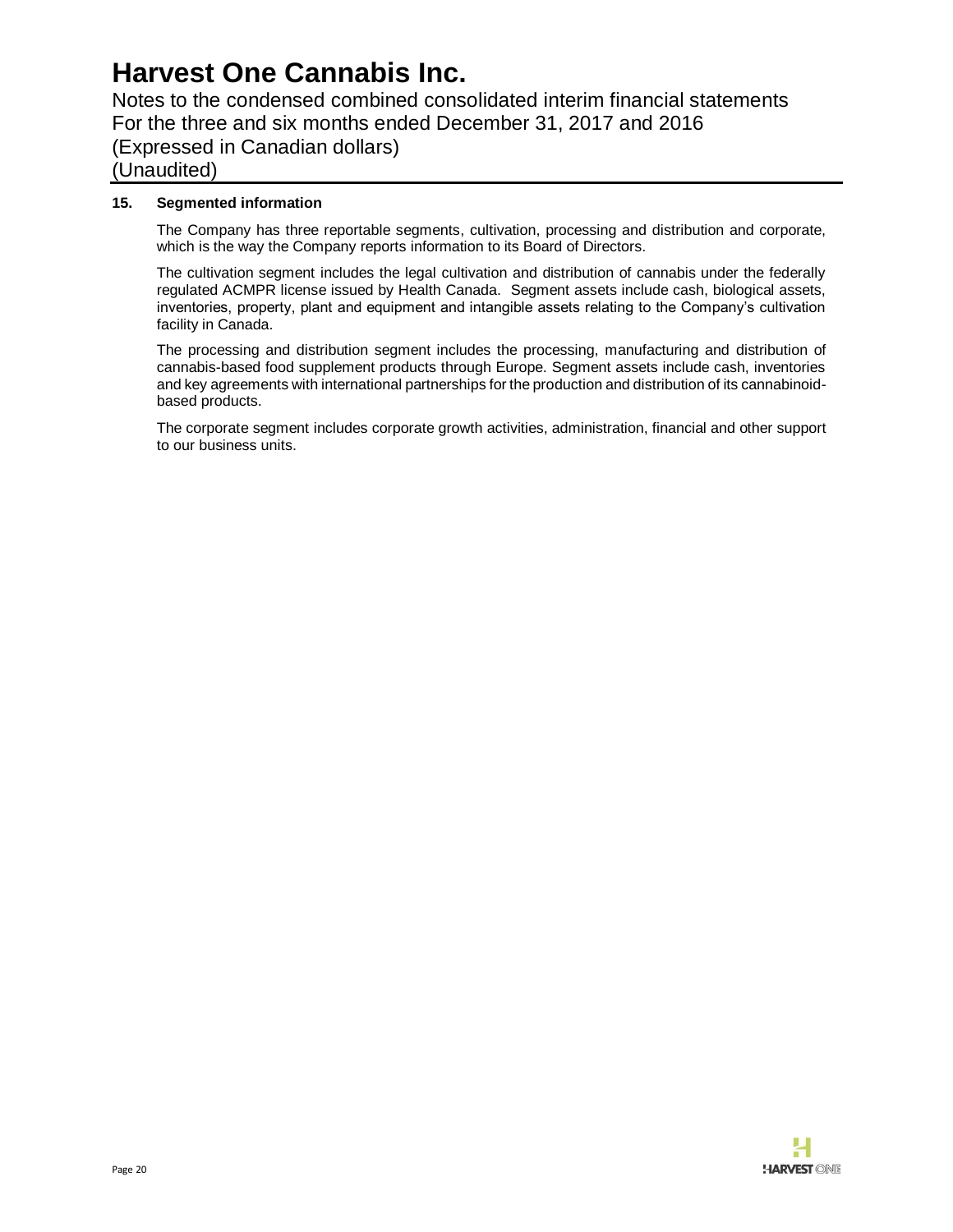### 15. Segmented information

The Company has three reportable segments, cultivation, processing and distribution and corporate, which is the way the Company reports information to its Board of Directors.

The cultivation segment includes the legal cultivation and distribution of cannabis under the federally regulated ACMPR license issued by Health Canada. Segment assets include cash, biological assets, inventories, property, plant and equipment and intangible assets relating to the Company's cultivation facility in Canada.

The processing and distribution segment includes the processing, manufacturing and distribution of cannabis-based food supplement products through Europe. Segment assets include cash, inventories and key agreements with international partnerships for the production and distribution of its cannabinoid-based products.

The corporate segment includes corporate growth activities, administration, financial and other support to our business units.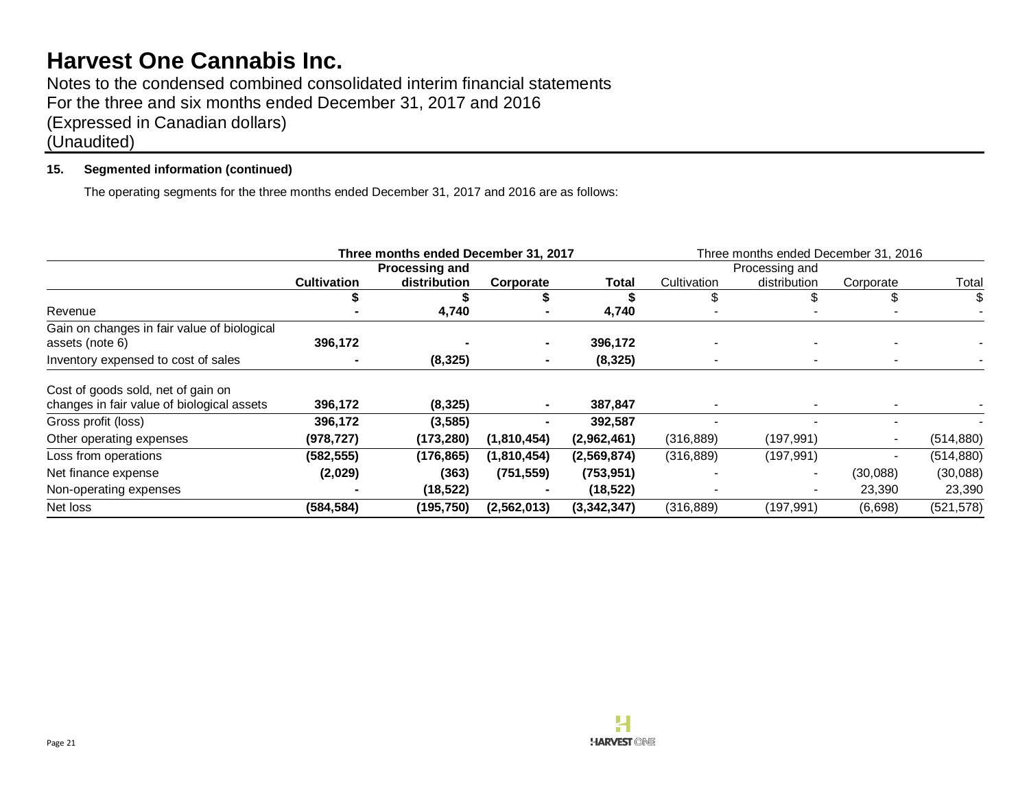# Harvest One Cannabis Inc.

Notes to the condensed combined consolidated interim financial statements
For the three and six months ended December 31, 2017 and 2016
(Expressed in Canadian dollars)
(Unaudited)

**15. Segmented information (continued)**

The operating segments for the three months ended December 31, 2017 and 2016 are as follows:

| | **Three months ended December 31, 2017** | | | | Three months ended December 31, 2016 | | | |
|---|---|---|---|---|---|---|---|---|
| | **Cultivation** | **Processing and distribution** | **Corporate** | **Total** | Cultivation | Processing and distribution | Corporate | Total |
| | **$** | **$** | **$** | **$** | $ | $ | $ | $ |
| Revenue | **-** | **4,740** | **-** | **4,740** | - | - | - | - |
| Gain on changes in fair value of biological assets (note 6) | **396,172** | **-** | **-** | **396,172** | - | - | - | - |
| Inventory expensed to cost of sales | **-** | **(8,325)** | **-** | **(8,325)** | - | - | - | - |
| Cost of goods sold, net of gain on changes in fair value of biological assets | **396,172** | **(8,325)** | **-** | **387,847** | - | - | - | - |
| Gross profit (loss) | **396,172** | **(3,585)** | **-** | **392,587** | - | - | - | - |
| Other operating expenses | **(978,727)** | **(173,280)** | **(1,810,454)** | **(2,962,461)** | (316,889) | (197,991) | - | (514,880) |
| Loss from operations | **(582,555)** | **(176,865)** | **(1,810,454)** | **(2,569,874)** | (316,889) | (197,991) | - | (514,880) |
| Net finance expense | **(2,029)** | **(363)** | **(751,559)** | **(753,951)** | - | - | (30,088) | (30,088) |
| Non-operating expenses | **-** | **(18,522)** | **-** | **(18,522)** | - | - | 23,390 | 23,390 |
| Net loss | **(584,584)** | **(195,750)** | **(2,562,013)** | **(3,342,347)** | (316,889) | (197,991) | (6,698) | (521,578) |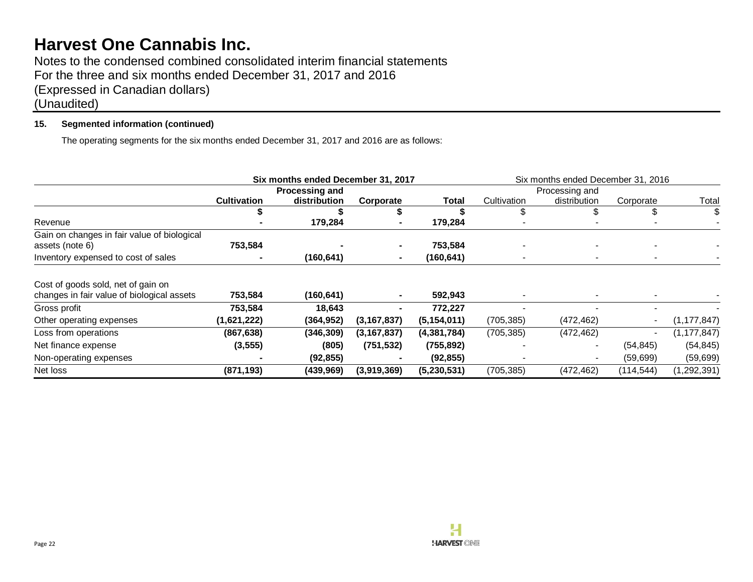# Harvest One Cannabis Inc.

Notes to the condensed combined consolidated interim financial statements
For the three and six months ended December 31, 2017 and 2016
(Expressed in Canadian dollars)
(Unaudited)

**15. Segmented information (continued)**

The operating segments for the six months ended December 31, 2017 and 2016 are as follows:

| | **Six months ended December 31, 2017** | | | | Six months ended December 31, 2016 | | | |
|---|---|---|---|---|---|---|---|---|
| | **Cultivation** | **Processing and distribution** | **Corporate** | **Total** | Cultivation | Processing and distribution | Corporate | Total |
| | **$** | **$** | **$** | **$** | $ | $ | $ | $ |
| Revenue | **-** | **179,284** | **-** | **179,284** | - | - | - | - |
| Gain on changes in fair value of biological assets (note 6) | **753,584** | **-** | **-** | **753,584** | - | - | - | - |
| Inventory expensed to cost of sales | **-** | **(160,641)** | **-** | **(160,641)** | - | - | - | - |
| Cost of goods sold, net of gain on changes in fair value of biological assets | **753,584** | **(160,641)** | **-** | **592,943** | - | - | - | - |
| Gross profit | **753,584** | **18,643** | **-** | **772,227** | - | - | - | - |
| Other operating expenses | **(1,621,222)** | **(364,952)** | **(3,167,837)** | **(5,154,011)** | (705,385) | (472,462) | - | (1,177,847) |
| Loss from operations | **(867,638)** | **(346,309)** | **(3,167,837)** | **(4,381,784)** | (705,385) | (472,462) | - | (1,177,847) |
| Net finance expense | **(3,555)** | **(805)** | **(751,532)** | **(755,892)** | - | - | (54,845) | (54,845) |
| Non-operating expenses | **-** | **(92,855)** | **-** | **(92,855)** | - | - | (59,699) | (59,699) |
| Net loss | **(871,193)** | **(439,969)** | **(3,919,369)** | **(5,230,531)** | (705,385) | (472,462) | (114,544) | (1,292,391) |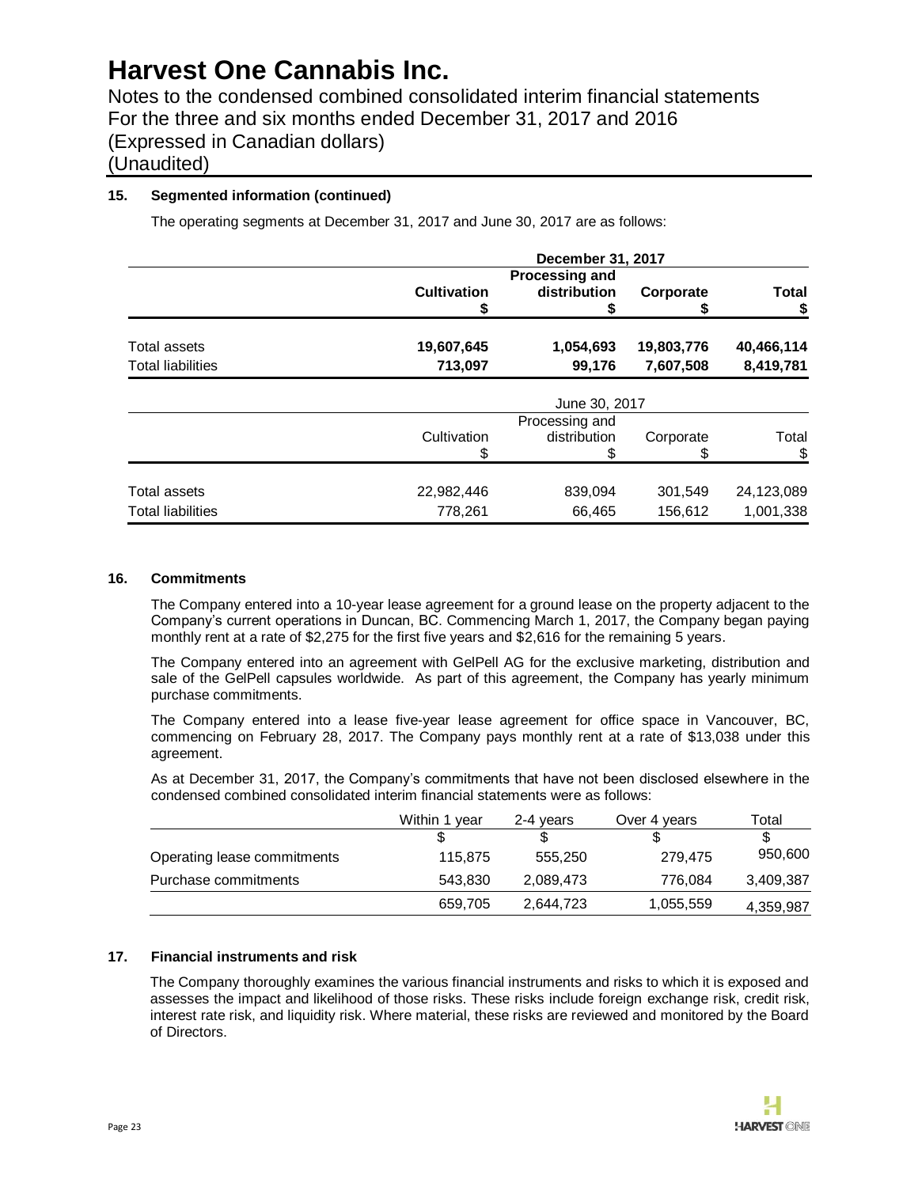## 15. Segmented information (continued)

The operating segments at December 31, 2017 and June 30, 2017 are as follows:

| | December 31, 2017 | | | |
|---|---|---|---|---|
| | **Cultivation** | **Processing and distribution** | **Corporate** | **Total** |
| | **$** | **$** | **$** | **$** |
| Total assets | **19,607,645** | **1,054,693** | **19,803,776** | **40,466,114** |
| Total liabilities | **713,097** | **99,176** | **7,607,508** | **8,419,781** |

| | June 30, 2017 | | | |
|---|---|---|---|---|
| | Cultivation | Processing and distribution | Corporate | Total |
| | $ | $ | $ | $ |
| Total assets | 22,982,446 | 839,094 | 301,549 | 24,123,089 |
| Total liabilities | 778,261 | 66,465 | 156,612 | 1,001,338 |

## 16. Commitments

The Company entered into a 10-year lease agreement for a ground lease on the property adjacent to the Company's current operations in Duncan, BC. Commencing March 1, 2017, the Company began paying monthly rent at a rate of $2,275 for the first five years and $2,616 for the remaining 5 years.

The Company entered into an agreement with GelPell AG for the exclusive marketing, distribution and sale of the GelPell capsules worldwide. As part of this agreement, the Company has yearly minimum purchase commitments.

The Company entered into a lease five-year lease agreement for office space in Vancouver, BC, commencing on February 28, 2017. The Company pays monthly rent at a rate of $13,038 under this agreement.

As at December 31, 2017, the Company's commitments that have not been disclosed elsewhere in the condensed combined consolidated interim financial statements were as follows:

| | Within 1 year | 2-4 years | Over 4 years | Total |
|---|---|---|---|---|
| | $ | $ | $ | $ |
| Operating lease commitments | 115,875 | 555,250 | 279,475 | 950,600 |
| Purchase commitments | 543,830 | 2,089,473 | 776,084 | 3,409,387 |
| | 659,705 | 2,644,723 | 1,055,559 | 4,359,987 |

## 17. Financial instruments and risk

The Company thoroughly examines the various financial instruments and risks to which it is exposed and assesses the impact and likelihood of those risks. These risks include foreign exchange risk, credit risk, interest rate risk, and liquidity risk. Where material, these risks are reviewed and monitored by the Board of Directors.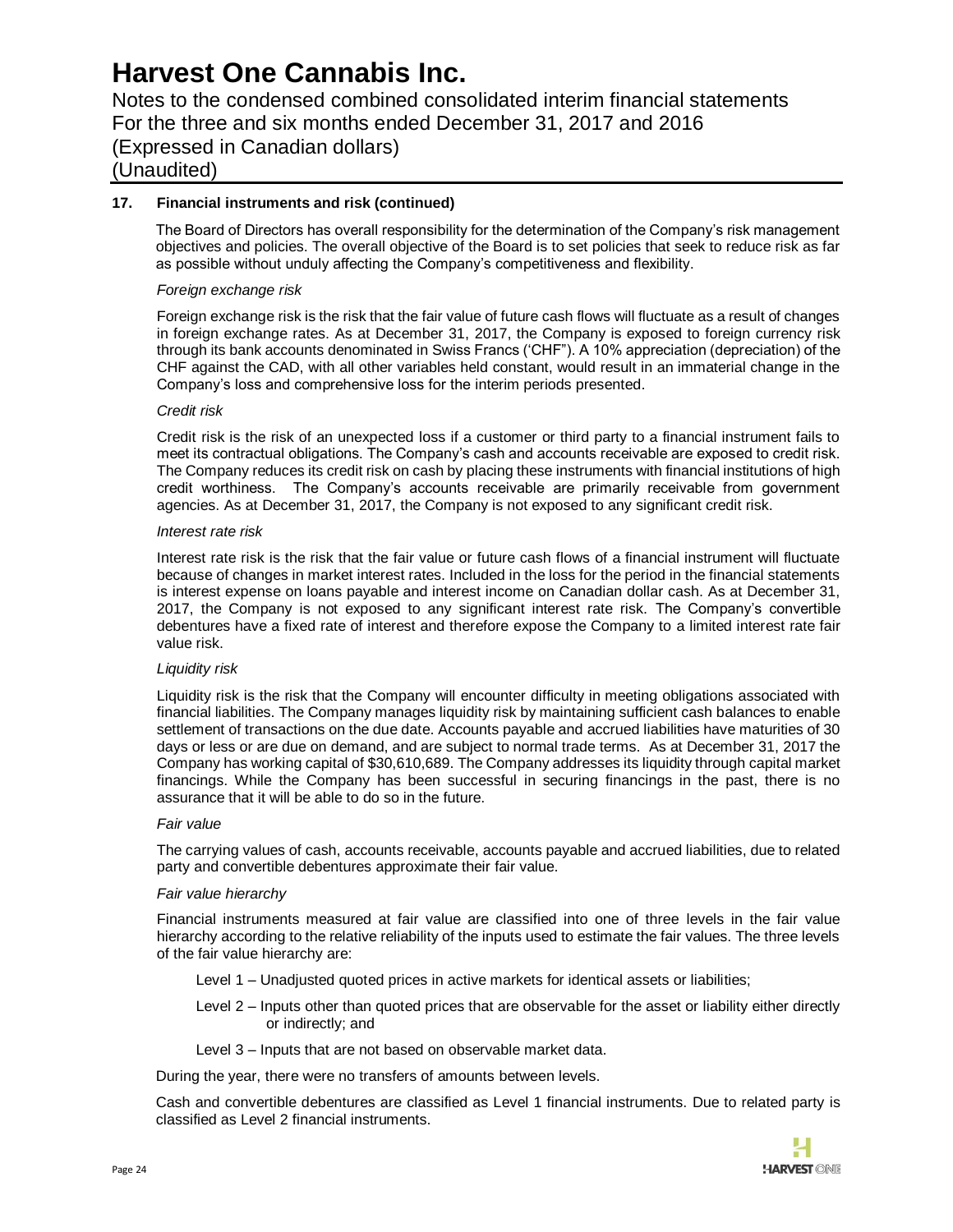## 17. Financial instruments and risk (continued)

The Board of Directors has overall responsibility for the determination of the Company's risk management objectives and policies. The overall objective of the Board is to set policies that seek to reduce risk as far as possible without unduly affecting the Company's competitiveness and flexibility.

*Foreign exchange risk*

Foreign exchange risk is the risk that the fair value of future cash flows will fluctuate as a result of changes in foreign exchange rates. As at December 31, 2017, the Company is exposed to foreign currency risk through its bank accounts denominated in Swiss Francs ('CHF"). A 10% appreciation (depreciation) of the CHF against the CAD, with all other variables held constant, would result in an immaterial change in the Company's loss and comprehensive loss for the interim periods presented.

*Credit risk*

Credit risk is the risk of an unexpected loss if a customer or third party to a financial instrument fails to meet its contractual obligations. The Company's cash and accounts receivable are exposed to credit risk. The Company reduces its credit risk on cash by placing these instruments with financial institutions of high credit worthiness. The Company's accounts receivable are primarily receivable from government agencies. As at December 31, 2017, the Company is not exposed to any significant credit risk.

*Interest rate risk*

Interest rate risk is the risk that the fair value or future cash flows of a financial instrument will fluctuate because of changes in market interest rates. Included in the loss for the period in the financial statements is interest expense on loans payable and interest income on Canadian dollar cash. As at December 31, 2017, the Company is not exposed to any significant interest rate risk. The Company's convertible debentures have a fixed rate of interest and therefore expose the Company to a limited interest rate fair value risk.

*Liquidity risk*

Liquidity risk is the risk that the Company will encounter difficulty in meeting obligations associated with financial liabilities. The Company manages liquidity risk by maintaining sufficient cash balances to enable settlement of transactions on the due date. Accounts payable and accrued liabilities have maturities of 30 days or less or are due on demand, and are subject to normal trade terms. As at December 31, 2017 the Company has working capital of $30,610,689. The Company addresses its liquidity through capital market financings. While the Company has been successful in securing financings in the past, there is no assurance that it will be able to do so in the future.

*Fair value*

The carrying values of cash, accounts receivable, accounts payable and accrued liabilities, due to related party and convertible debentures approximate their fair value.

*Fair value hierarchy*

Financial instruments measured at fair value are classified into one of three levels in the fair value hierarchy according to the relative reliability of the inputs used to estimate the fair values. The three levels of the fair value hierarchy are:

- Level 1 – Unadjusted quoted prices in active markets for identical assets or liabilities;
- Level 2 – Inputs other than quoted prices that are observable for the asset or liability either directly or indirectly; and
- Level 3 – Inputs that are not based on observable market data.

During the year, there were no transfers of amounts between levels.

Cash and convertible debentures are classified as Level 1 financial instruments. Due to related party is classified as Level 2 financial instruments.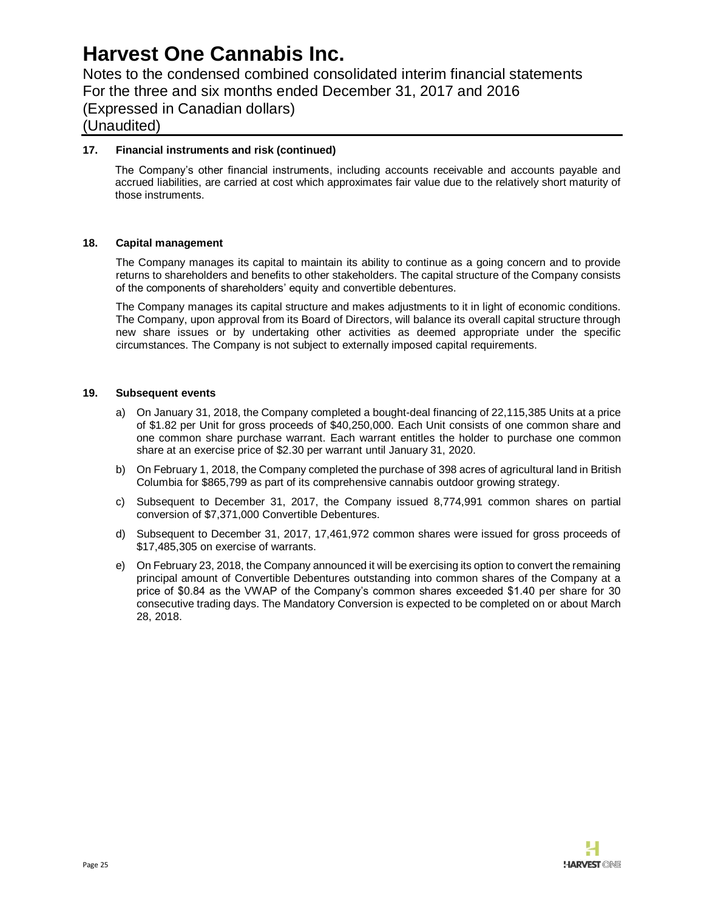# Harvest One Cannabis Inc.

Notes to the condensed combined consolidated interim financial statements
For the three and six months ended December 31, 2017 and 2016
(Expressed in Canadian dollars)
(Unaudited)

### 17. Financial instruments and risk (continued)

The Company's other financial instruments, including accounts receivable and accounts payable and accrued liabilities, are carried at cost which approximates fair value due to the relatively short maturity of those instruments.

### 18. Capital management

The Company manages its capital to maintain its ability to continue as a going concern and to provide returns to shareholders and benefits to other stakeholders. The capital structure of the Company consists of the components of shareholders' equity and convertible debentures.

The Company manages its capital structure and makes adjustments to it in light of economic conditions. The Company, upon approval from its Board of Directors, will balance its overall capital structure through new share issues or by undertaking other activities as deemed appropriate under the specific circumstances. The Company is not subject to externally imposed capital requirements.

### 19. Subsequent events

a) On January 31, 2018, the Company completed a bought-deal financing of 22,115,385 Units at a price of $1.82 per Unit for gross proceeds of $40,250,000. Each Unit consists of one common share and one common share purchase warrant. Each warrant entitles the holder to purchase one common share at an exercise price of $2.30 per warrant until January 31, 2020.

b) On February 1, 2018, the Company completed the purchase of 398 acres of agricultural land in British Columbia for $865,799 as part of its comprehensive cannabis outdoor growing strategy.

c) Subsequent to December 31, 2017, the Company issued 8,774,991 common shares on partial conversion of $7,371,000 Convertible Debentures.

d) Subsequent to December 31, 2017, 17,461,972 common shares were issued for gross proceeds of $17,485,305 on exercise of warrants.

e) On February 23, 2018, the Company announced it will be exercising its option to convert the remaining principal amount of Convertible Debentures outstanding into common shares of the Company at a price of $0.84 as the VWAP of the Company's common shares exceeded $1.40 per share for 30 consecutive trading days. The Mandatory Conversion is expected to be completed on or about March 28, 2018.